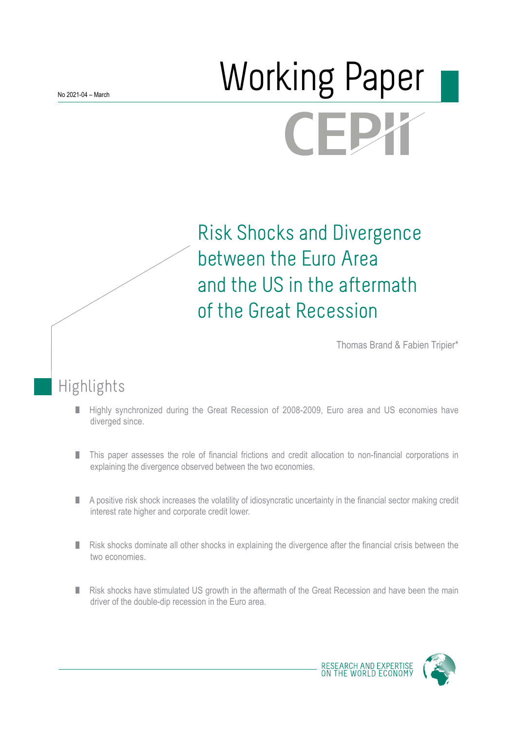No 2021-04 – March

# Working Paper

CEPII

## Risk Shocks and Divergence between the Euro Area and the US in the aftermath of the Great Recession

Thomas Brand & Fabien Tripier*

### Highlights

- Highly synchronized during the Great Recession of 2008-2009, Euro area and US economies have diverged since.
- This paper assesses the role of financial frictions and credit allocation to non-financial corporations in explaining the divergence observed between the two economies.
- A positive risk shock increases the volatility of idiosyncratic uncertainty in the financial sector making credit interest rate higher and corporate credit lower.
- Risk shocks dominate all other shocks in explaining the divergence after the financial crisis between the two economies.
- Risk shocks have stimulated US growth in the aftermath of the Great Recession and have been the main driver of the double-dip recession in the Euro area.

RESEARCH AND EXPERTISE ON THE WORLD ECONOMY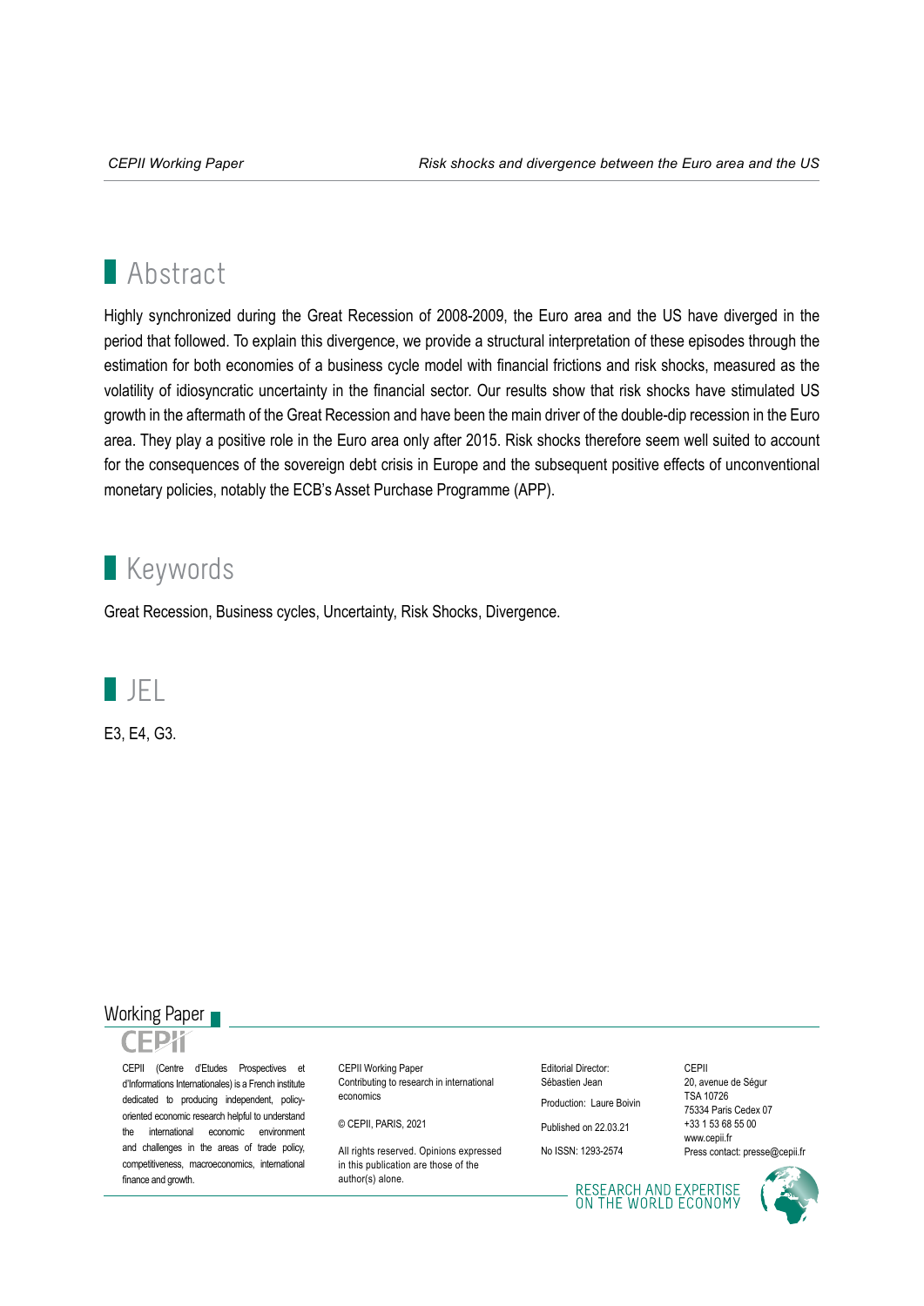## Abstract

Highly synchronized during the Great Recession of 2008-2009, the Euro area and the US have diverged in the period that followed. To explain this divergence, we provide a structural interpretation of these episodes through the estimation for both economies of a business cycle model with financial frictions and risk shocks, measured as the volatility of idiosyncratic uncertainty in the financial sector. Our results show that risk shocks have stimulated US growth in the aftermath of the Great Recession and have been the main driver of the double-dip recession in the Euro area. They play a positive role in the Euro area only after 2015. Risk shocks therefore seem well suited to account for the consequences of the sovereign debt crisis in Europe and the subsequent positive effects of unconventional monetary policies, notably the ECB's Asset Purchase Programme (APP).

## Keywords

Great Recession, Business cycles, Uncertainty, Risk Shocks, Divergence.

## JEL

E3, E4, G3.

Working Paper

CEPII

CEPII (Centre d'Etudes Prospectives et d'Informations Internationales) is a French institute dedicated to producing independent, policy-oriented economic research helpful to understand the international economic environment and challenges in the areas of trade policy, competitiveness, macroeconomics, international finance and growth.

CEPII Working Paper
Contributing to research in international economics

© CEPII, PARIS, 2021

All rights reserved. Opinions expressed in this publication are those of the author(s) alone.

Editorial Director:
Sébastien Jean

Production: Laure Boivin

Published on 22.03.21

No ISSN: 1293-2574

CEPII
20, avenue de Ségur
TSA 10726
75334 Paris Cedex 07
+33 1 53 68 55 00
www.cepii.fr
Press contact: presse@cepii.fr

RESEARCH AND EXPERTISE ON THE WORLD ECONOMY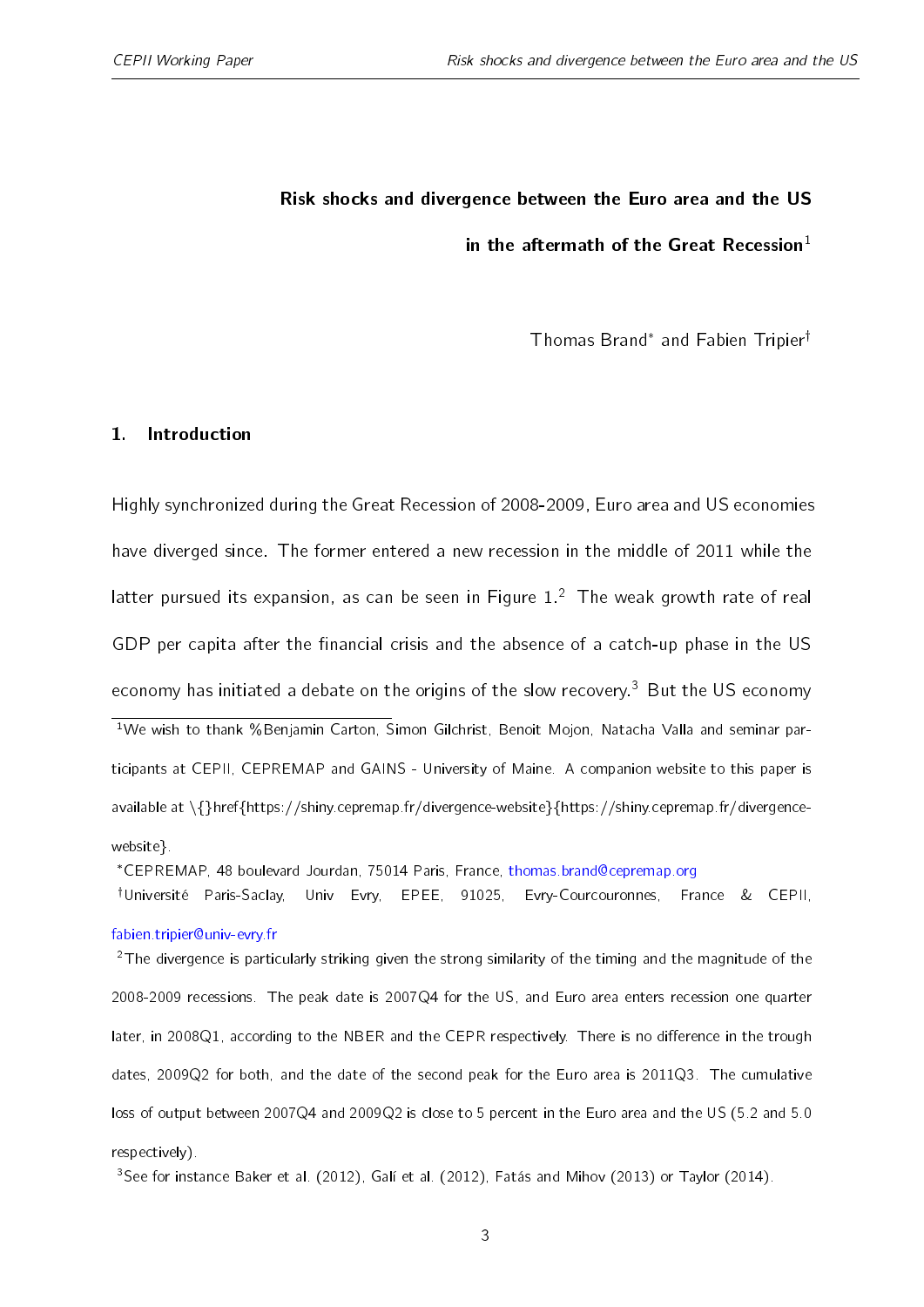**Risk shocks and divergence between the Euro area and the US in the aftermath of the Great Recession**[1]

Thomas Brand* and Fabien Tripier†

## 1. Introduction

Highly synchronized during the Great Recession of 2008-2009, Euro area and US economies have diverged since. The former entered a new recession in the middle of 2011 while the latter pursued its expansion, as can be seen in Figure 1.[2] The weak growth rate of real GDP per capita after the financial crisis and the absence of a catch-up phase in the US economy has initiated a debate on the origins of the slow recovery.[3] But the US economy

---

[1] We wish to thank %Benjamin Carton, Simon Gilchrist, Benoit Mojon, Natacha Valla and seminar participants at CEPII, CEPREMAP and GAINS - University of Maine. A companion website to this paper is available at \{}href{https://shiny.cepremap.fr/divergence-website}{https://shiny.cepremap.fr/divergence-website}.

* CEPREMAP, 48 boulevard Jourdan, 75014 Paris, France, thomas.brand@cepremap.org

† Université Paris-Saclay, Univ Evry, EPEE, 91025, Evry-Courcouronnes, France & CEPII, fabien.tripier@univ-evry.fr

[2] The divergence is particularly striking given the strong similarity of the timing and the magnitude of the 2008-2009 recessions. The peak date is 2007Q4 for the US, and Euro area enters recession one quarter later, in 2008Q1, according to the NBER and the CEPR respectively. There is no difference in the trough dates, 2009Q2 for both, and the date of the second peak for the Euro area is 2011Q3. The cumulative loss of output between 2007Q4 and 2009Q2 is close to 5 percent in the Euro area and the US (5.2 and 5.0 respectively).

[3] See for instance Baker et al. (2012), Galí et al. (2012), Fatás and Mihov (2013) or Taylor (2014).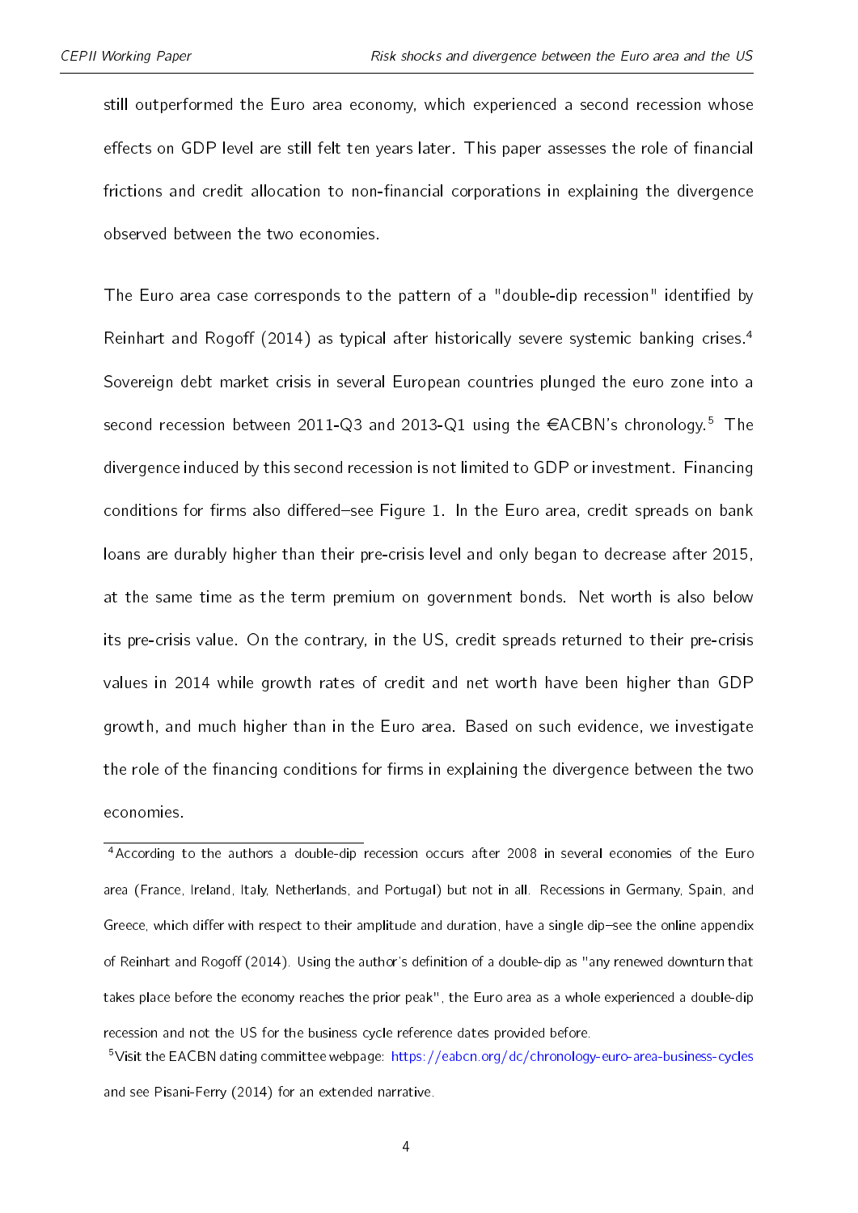still outperformed the Euro area economy, which experienced a second recession whose effects on GDP level are still felt ten years later. This paper assesses the role of financial frictions and credit allocation to non-financial corporations in explaining the divergence observed between the two economies.

The Euro area case corresponds to the pattern of a "double-dip recession" identified by Reinhart and Rogoff (2014) as typical after historically severe systemic banking crises.[4] Sovereign debt market crisis in several European countries plunged the euro zone into a second recession between 2011-Q3 and 2013-Q1 using the €ACBN's chronology.[5] The divergence induced by this second recession is not limited to GDP or investment. Financing conditions for firms also differed–see Figure 1. In the Euro area, credit spreads on bank loans are durably higher than their pre-crisis level and only began to decrease after 2015, at the same time as the term premium on government bonds. Net worth is also below its pre-crisis value. On the contrary, in the US, credit spreads returned to their pre-crisis values in 2014 while growth rates of credit and net worth have been higher than GDP growth, and much higher than in the Euro area. Based on such evidence, we investigate the role of the financing conditions for firms in explaining the divergence between the two economies.

[4] According to the authors a double-dip recession occurs after 2008 in several economies of the Euro area (France, Ireland, Italy, Netherlands, and Portugal) but not in all. Recessions in Germany, Spain, and Greece, which differ with respect to their amplitude and duration, have a single dip–see the online appendix of Reinhart and Rogoff (2014). Using the author's definition of a double-dip as "any renewed downturn that takes place before the economy reaches the prior peak", the Euro area as a whole experienced a double-dip recession and not the US for the business cycle reference dates provided before.

[5] Visit the EACBN dating committee webpage: https://eabcn.org/dc/chronology-euro-area-business-cycles and see Pisani-Ferry (2014) for an extended narrative.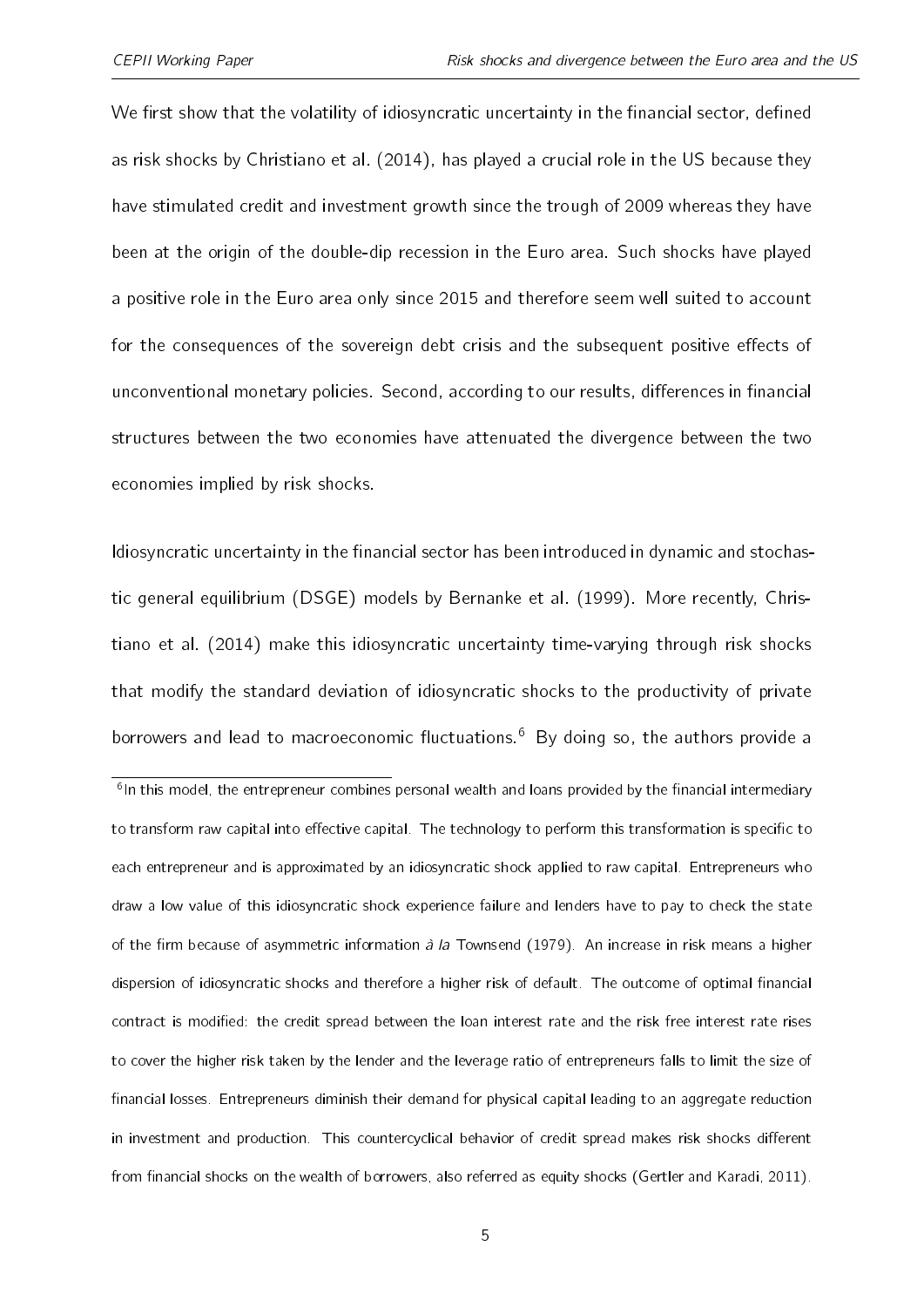We first show that the volatility of idiosyncratic uncertainty in the financial sector, defined as risk shocks by Christiano et al. (2014), has played a crucial role in the US because they have stimulated credit and investment growth since the trough of 2009 whereas they have been at the origin of the double-dip recession in the Euro area. Such shocks have played a positive role in the Euro area only since 2015 and therefore seem well suited to account for the consequences of the sovereign debt crisis and the subsequent positive effects of unconventional monetary policies. Second, according to our results, differences in financial structures between the two economies have attenuated the divergence between the two economies implied by risk shocks.

Idiosyncratic uncertainty in the financial sector has been introduced in dynamic and stochastic general equilibrium (DSGE) models by Bernanke et al. (1999). More recently, Christiano et al. (2014) make this idiosyncratic uncertainty time-varying through risk shocks that modify the standard deviation of idiosyncratic shocks to the productivity of private borrowers and lead to macroeconomic fluctuations.[6] By doing so, the authors provide a

[6] In this model, the entrepreneur combines personal wealth and loans provided by the financial intermediary to transform raw capital into effective capital. The technology to perform this transformation is specific to each entrepreneur and is approximated by an idiosyncratic shock applied to raw capital. Entrepreneurs who draw a low value of this idiosyncratic shock experience failure and lenders have to pay to check the state of the firm because of asymmetric information *à la* Townsend (1979). An increase in risk means a higher dispersion of idiosyncratic shocks and therefore a higher risk of default. The outcome of optimal financial contract is modified: the credit spread between the loan interest rate and the risk free interest rate rises to cover the higher risk taken by the lender and the leverage ratio of entrepreneurs falls to limit the size of financial losses. Entrepreneurs diminish their demand for physical capital leading to an aggregate reduction in investment and production. This countercyclical behavior of credit spread makes risk shocks different from financial shocks on the wealth of borrowers, also referred as equity shocks (Gertler and Karadi, 2011).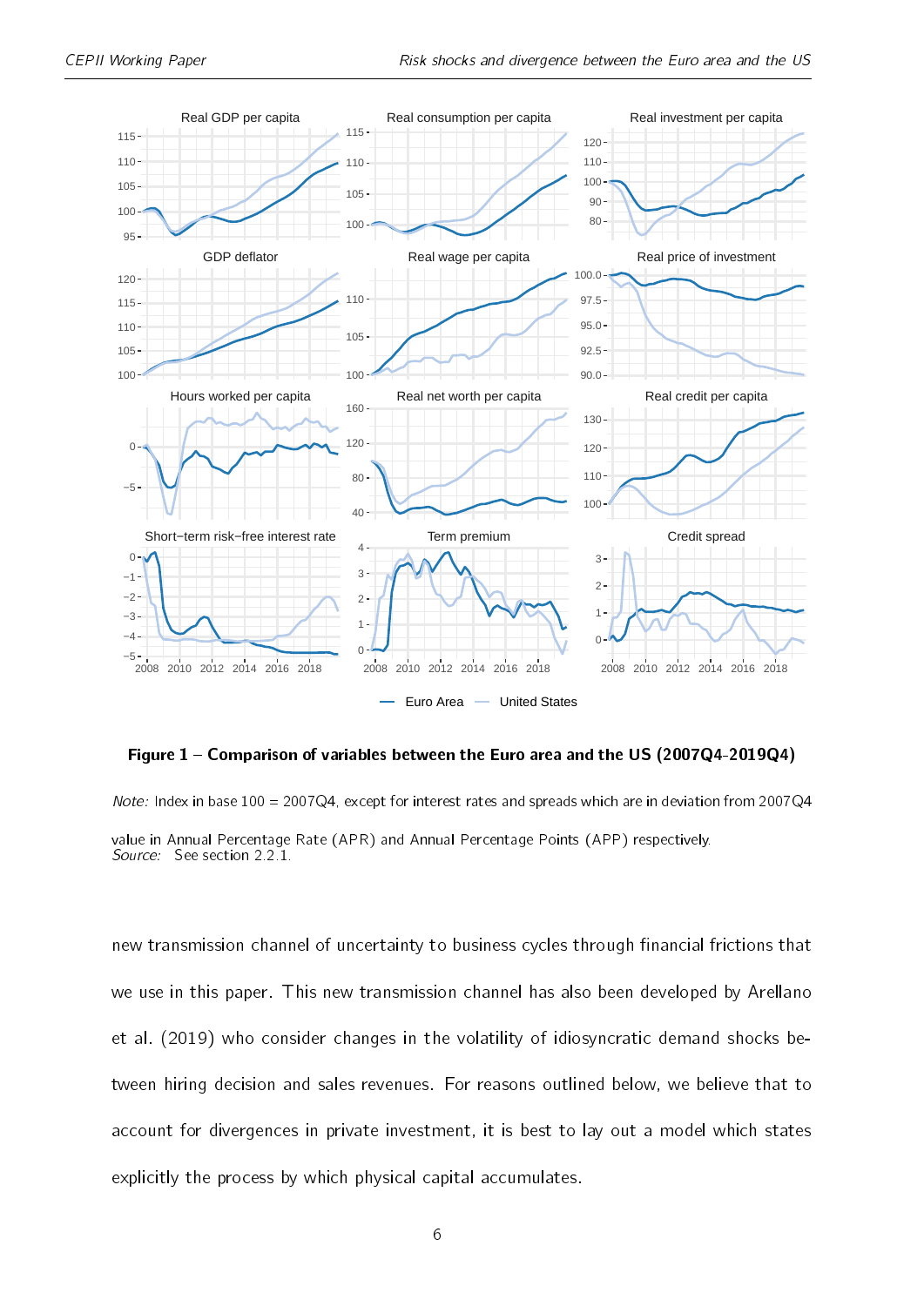**Figure 1 – Comparison of variables between the Euro area and the US (2007Q4-2019Q4)**

*Note:* Index in base 100 = 2007Q4, except for interest rates and spreads which are in deviation from 2007Q4 value in Annual Percentage Rate (APR) and Annual Percentage Points (APP) respectively.
*Source:* See section 2.2.1.

new transmission channel of uncertainty to business cycles through financial frictions that we use in this paper. This new transmission channel has also been developed by Arellano et al. (2019) who consider changes in the volatility of idiosyncratic demand shocks between hiring decision and sales revenues. For reasons outlined below, we believe that to account for divergences in private investment, it is best to lay out a model which states explicitly the process by which physical capital accumulates.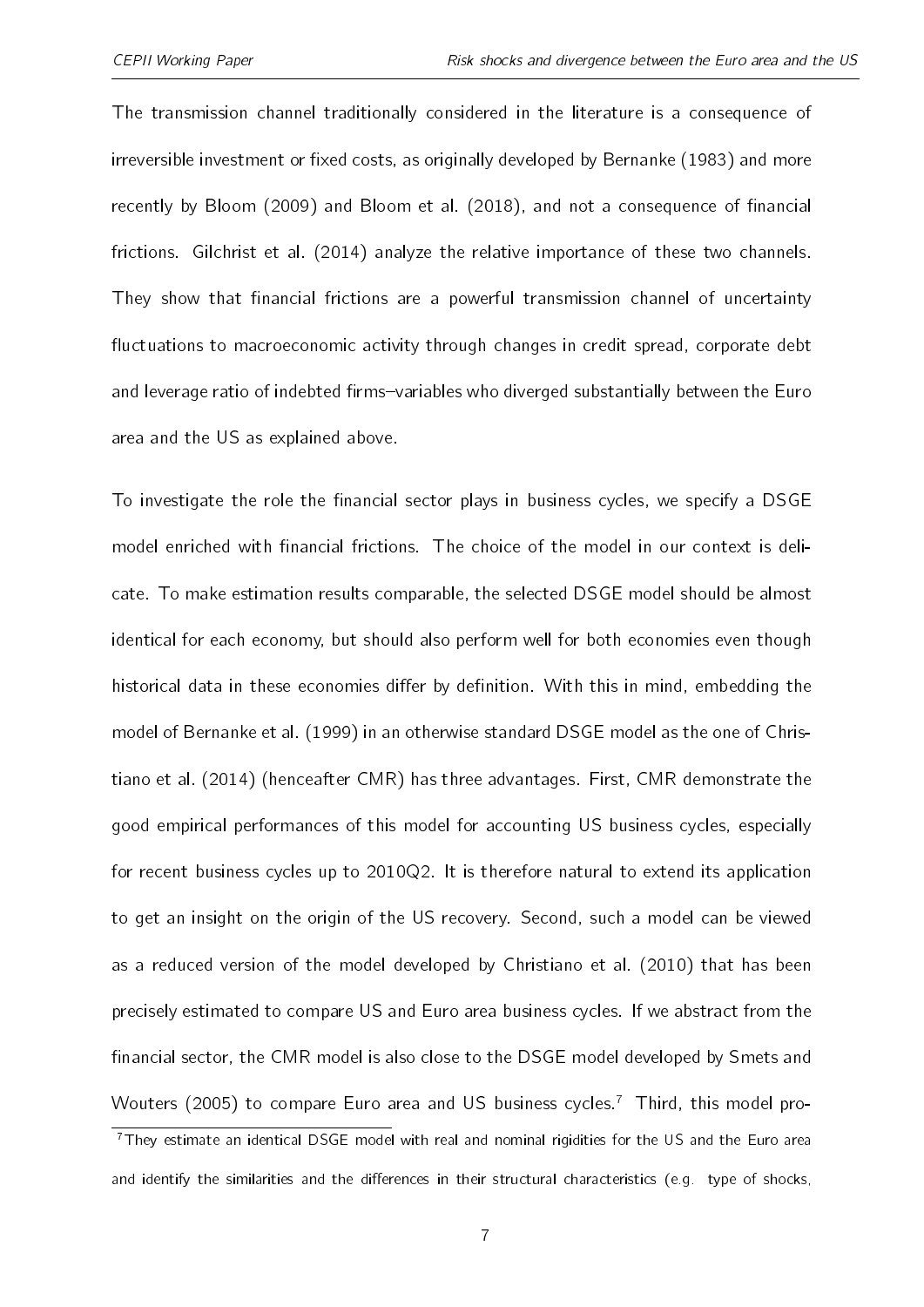The transmission channel traditionally considered in the literature is a consequence of irreversible investment or fixed costs, as originally developed by Bernanke (1983) and more recently by Bloom (2009) and Bloom et al. (2018), and not a consequence of financial frictions. Gilchrist et al. (2014) analyze the relative importance of these two channels. They show that financial frictions are a powerful transmission channel of uncertainty fluctuations to macroeconomic activity through changes in credit spread, corporate debt and leverage ratio of indebted firms–variables who diverged substantially between the Euro area and the US as explained above.

To investigate the role the financial sector plays in business cycles, we specify a DSGE model enriched with financial frictions. The choice of the model in our context is delicate. To make estimation results comparable, the selected DSGE model should be almost identical for each economy, but should also perform well for both economies even though historical data in these economies differ by definition. With this in mind, embedding the model of Bernanke et al. (1999) in an otherwise standard DSGE model as the one of Christiano et al. (2014) (henceafter CMR) has three advantages. First, CMR demonstrate the good empirical performances of this model for accounting US business cycles, especially for recent business cycles up to 2010Q2. It is therefore natural to extend its application to get an insight on the origin of the US recovery. Second, such a model can be viewed as a reduced version of the model developed by Christiano et al. (2010) that has been precisely estimated to compare US and Euro area business cycles. If we abstract from the financial sector, the CMR model is also close to the DSGE model developed by Smets and Wouters (2005) to compare Euro area and US business cycles.[7] Third, this model pro-

[7] They estimate an identical DSGE model with real and nominal rigidities for the US and the Euro area and identify the similarities and the differences in their structural characteristics (e.g. type of shocks,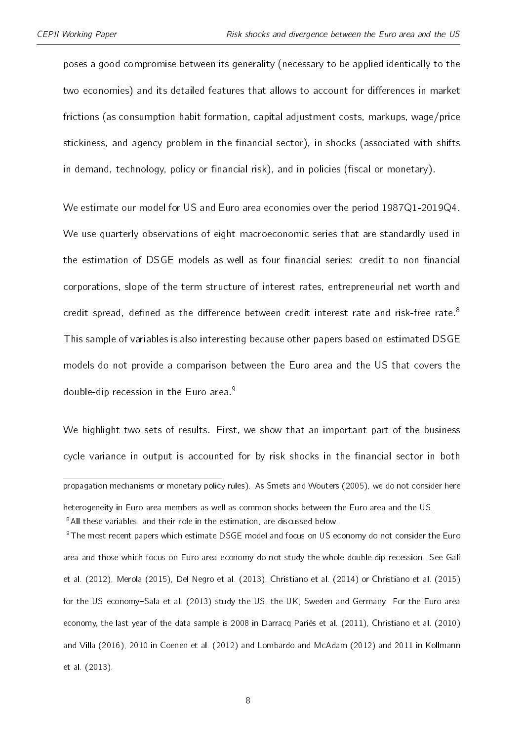poses a good compromise between its generality (necessary to be applied identically to the two economies) and its detailed features that allows to account for differences in market frictions (as consumption habit formation, capital adjustment costs, markups, wage/price stickiness, and agency problem in the financial sector), in shocks (associated with shifts in demand, technology, policy or financial risk), and in policies (fiscal or monetary).

We estimate our model for US and Euro area economies over the period 1987Q1-2019Q4. We use quarterly observations of eight macroeconomic series that are standardly used in the estimation of DSGE models as well as four financial series: credit to non financial corporations, slope of the term structure of interest rates, entrepreneurial net worth and credit spread, defined as the difference between credit interest rate and risk-free rate.[8] This sample of variables is also interesting because other papers based on estimated DSGE models do not provide a comparison between the Euro area and the US that covers the double-dip recession in the Euro area.[9]

We highlight two sets of results. First, we show that an important part of the business cycle variance in output is accounted for by risk shocks in the financial sector in both

---

propagation mechanisms or monetary policy rules). As Smets and Wouters (2005), we do not consider here heterogeneity in Euro area members as well as common shocks between the Euro area and the US.

[8] All these variables, and their role in the estimation, are discussed below.

[9] The most recent papers which estimate DSGE model and focus on US economy do not consider the Euro area and those which focus on Euro area economy do not study the whole double-dip recession. See Galí et al. (2012), Merola (2015), Del Negro et al. (2013), Christiano et al. (2014) or Christiano et al. (2015) for the US economy–Sala et al. (2013) study the US, the UK, Sweden and Germany. For the Euro area economy, the last year of the data sample is 2008 in Darracq Pariès et al. (2011), Christiano et al. (2010) and Villa (2016), 2010 in Coenen et al. (2012) and Lombardo and McAdam (2012) and 2011 in Kollmann et al. (2013).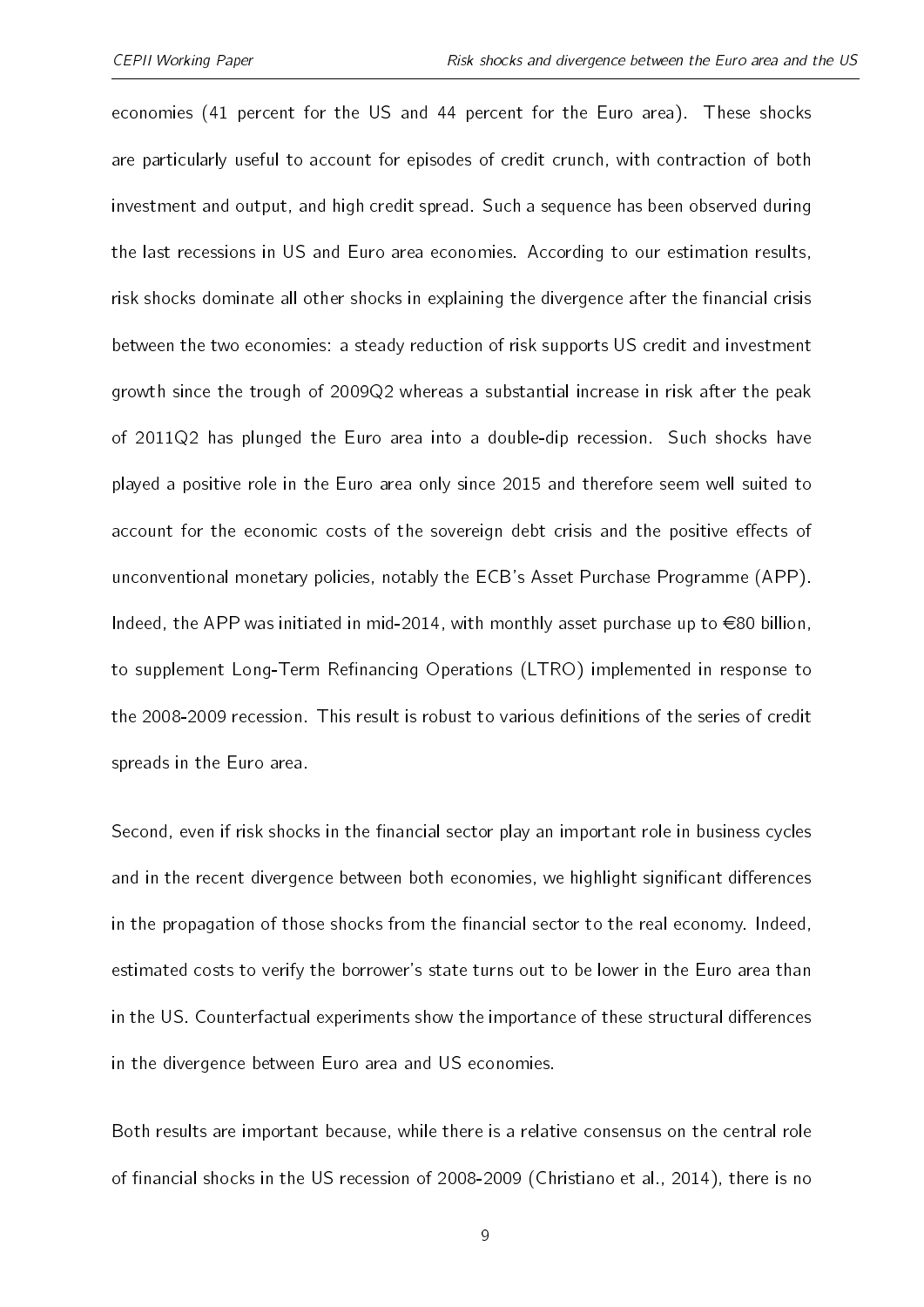economies (41 percent for the US and 44 percent for the Euro area). These shocks are particularly useful to account for episodes of credit crunch, with contraction of both investment and output, and high credit spread. Such a sequence has been observed during the last recessions in US and Euro area economies. According to our estimation results, risk shocks dominate all other shocks in explaining the divergence after the financial crisis between the two economies: a steady reduction of risk supports US credit and investment growth since the trough of 2009Q2 whereas a substantial increase in risk after the peak of 2011Q2 has plunged the Euro area into a double-dip recession. Such shocks have played a positive role in the Euro area only since 2015 and therefore seem well suited to account for the economic costs of the sovereign debt crisis and the positive effects of unconventional monetary policies, notably the ECB's Asset Purchase Programme (APP). Indeed, the APP was initiated in mid-2014, with monthly asset purchase up to €80 billion, to supplement Long-Term Refinancing Operations (LTRO) implemented in response to the 2008-2009 recession. This result is robust to various definitions of the series of credit spreads in the Euro area.

Second, even if risk shocks in the financial sector play an important role in business cycles and in the recent divergence between both economies, we highlight significant differences in the propagation of those shocks from the financial sector to the real economy. Indeed, estimated costs to verify the borrower's state turns out to be lower in the Euro area than in the US. Counterfactual experiments show the importance of these structural differences in the divergence between Euro area and US economies.

Both results are important because, while there is a relative consensus on the central role of financial shocks in the US recession of 2008-2009 (Christiano et al., 2014), there is no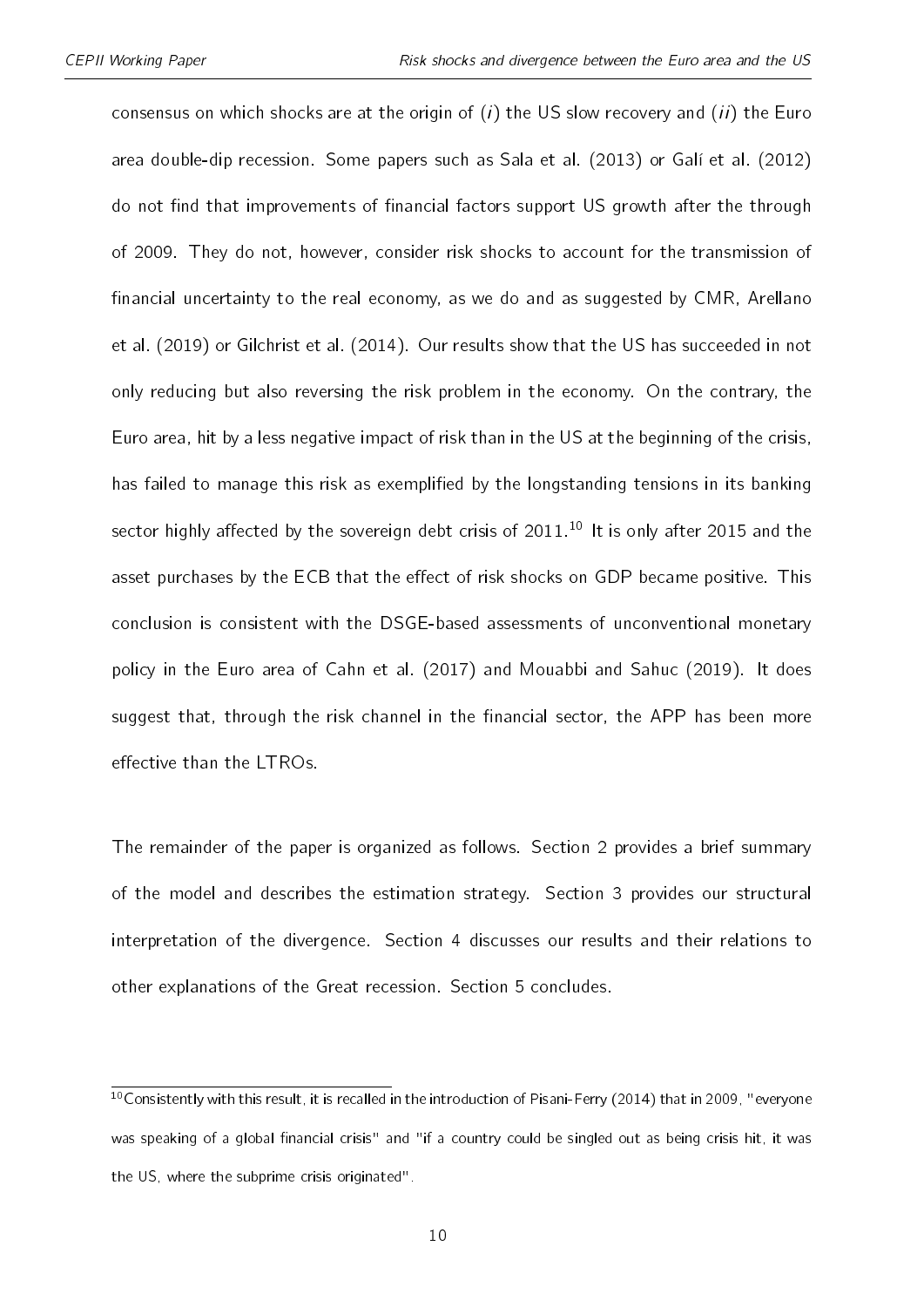consensus on which shocks are at the origin of (*i*) the US slow recovery and (*ii*) the Euro area double-dip recession. Some papers such as Sala et al. (2013) or Galí et al. (2012) do not find that improvements of financial factors support US growth after the through of 2009. They do not, however, consider risk shocks to account for the transmission of financial uncertainty to the real economy, as we do and as suggested by CMR, Arellano et al. (2019) or Gilchrist et al. (2014). Our results show that the US has succeeded in not only reducing but also reversing the risk problem in the economy. On the contrary, the Euro area, hit by a less negative impact of risk than in the US at the beginning of the crisis, has failed to manage this risk as exemplified by the longstanding tensions in its banking sector highly affected by the sovereign debt crisis of 2011.[10] It is only after 2015 and the asset purchases by the ECB that the effect of risk shocks on GDP became positive. This conclusion is consistent with the DSGE-based assessments of unconventional monetary policy in the Euro area of Cahn et al. (2017) and Mouabbi and Sahuc (2019). It does suggest that, through the risk channel in the financial sector, the APP has been more effective than the LTROs.

The remainder of the paper is organized as follows. Section 2 provides a brief summary of the model and describes the estimation strategy. Section 3 provides our structural interpretation of the divergence. Section 4 discusses our results and their relations to other explanations of the Great recession. Section 5 concludes.

[10] Consistently with this result, it is recalled in the introduction of Pisani-Ferry (2014) that in 2009, "everyone was speaking of a global financial crisis" and "if a country could be singled out as being crisis hit, it was the US, where the subprime crisis originated".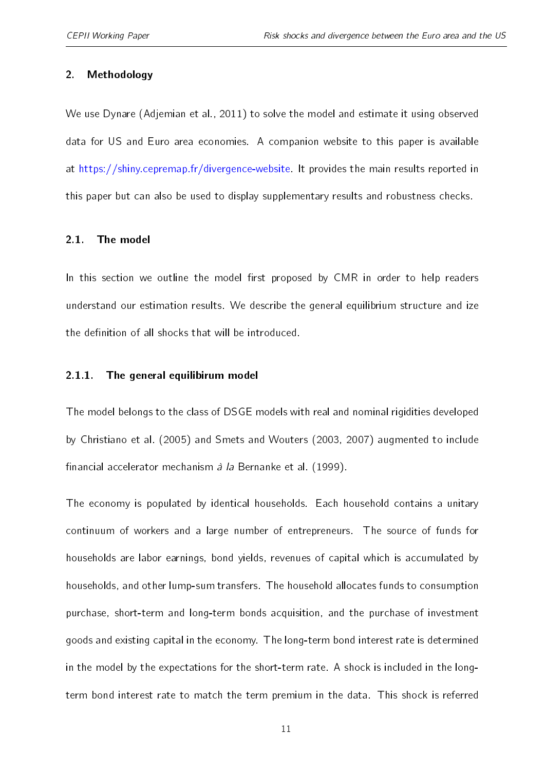## 2. Methodology

We use Dynare (Adjemian et al., 2011) to solve the model and estimate it using observed data for US and Euro area economies. A companion website to this paper is available at https://shiny.cepremap.fr/divergence-website. It provides the main results reported in this paper but can also be used to display supplementary results and robustness checks.

### 2.1. The model

In this section we outline the model first proposed by CMR in order to help readers understand our estimation results. We describe the general equilibrium structure and ize the definition of all shocks that will be introduced.

#### 2.1.1. The general equilibirum model

The model belongs to the class of DSGE models with real and nominal rigidities developed by Christiano et al. (2005) and Smets and Wouters (2003, 2007) augmented to include financial accelerator mechanism *à la* Bernanke et al. (1999).

The economy is populated by identical households. Each household contains a unitary continuum of workers and a large number of entrepreneurs. The source of funds for households are labor earnings, bond yields, revenues of capital which is accumulated by households, and other lump-sum transfers. The household allocates funds to consumption purchase, short-term and long-term bonds acquisition, and the purchase of investment goods and existing capital in the economy. The long-term bond interest rate is determined in the model by the expectations for the short-term rate. A shock is included in the long-term bond interest rate to match the term premium in the data. This shock is referred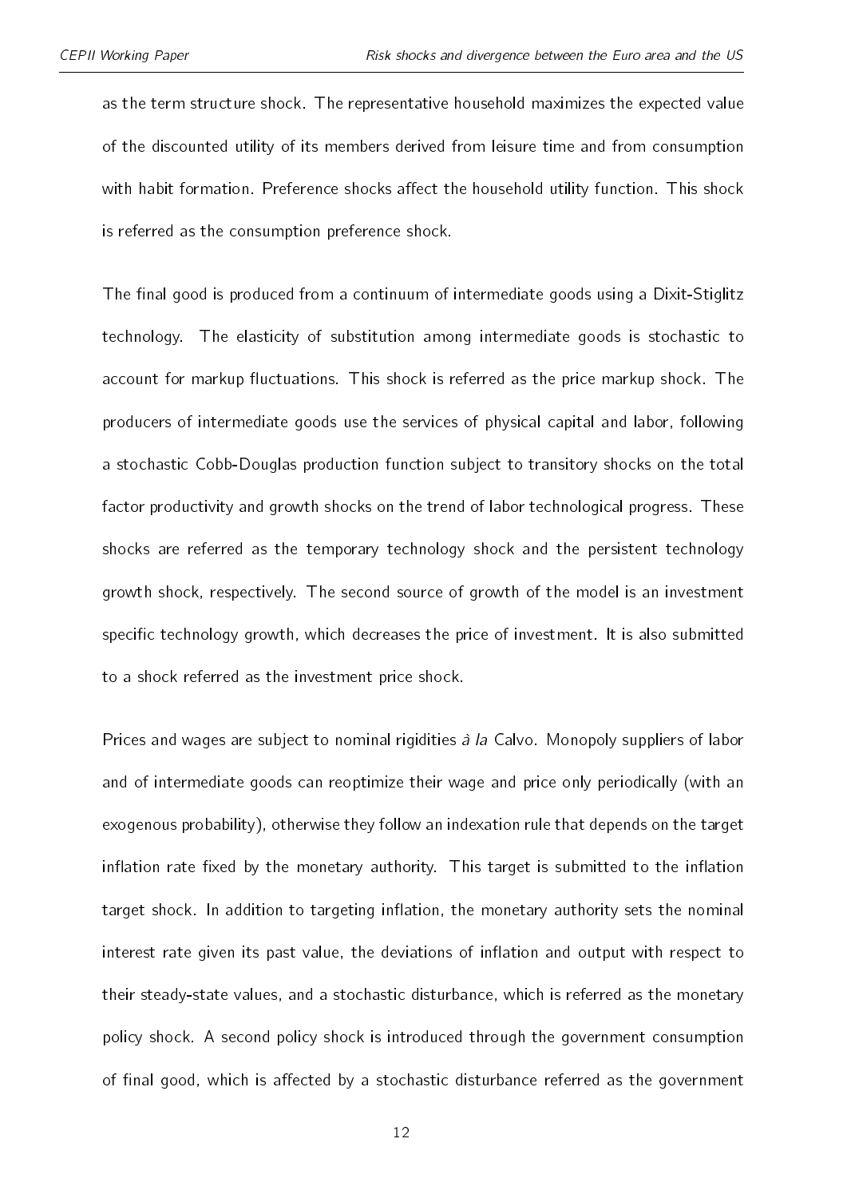as the term structure shock. The representative household maximizes the expected value of the discounted utility of its members derived from leisure time and from consumption with habit formation. Preference shocks affect the household utility function. This shock is referred as the consumption preference shock.

The final good is produced from a continuum of intermediate goods using a Dixit-Stiglitz technology. The elasticity of substitution among intermediate goods is stochastic to account for markup fluctuations. This shock is referred as the price markup shock. The producers of intermediate goods use the services of physical capital and labor, following a stochastic Cobb-Douglas production function subject to transitory shocks on the total factor productivity and growth shocks on the trend of labor technological progress. These shocks are referred as the temporary technology shock and the persistent technology growth shock, respectively. The second source of growth of the model is an investment specific technology growth, which decreases the price of investment. It is also submitted to a shock referred as the investment price shock.

Prices and wages are subject to nominal rigidities *à la* Calvo. Monopoly suppliers of labor and of intermediate goods can reoptimize their wage and price only periodically (with an exogenous probability), otherwise they follow an indexation rule that depends on the target inflation rate fixed by the monetary authority. This target is submitted to the inflation target shock. In addition to targeting inflation, the monetary authority sets the nominal interest rate given its past value, the deviations of inflation and output with respect to their steady-state values, and a stochastic disturbance, which is referred as the monetary policy shock. A second policy shock is introduced through the government consumption of final good, which is affected by a stochastic disturbance referred as the government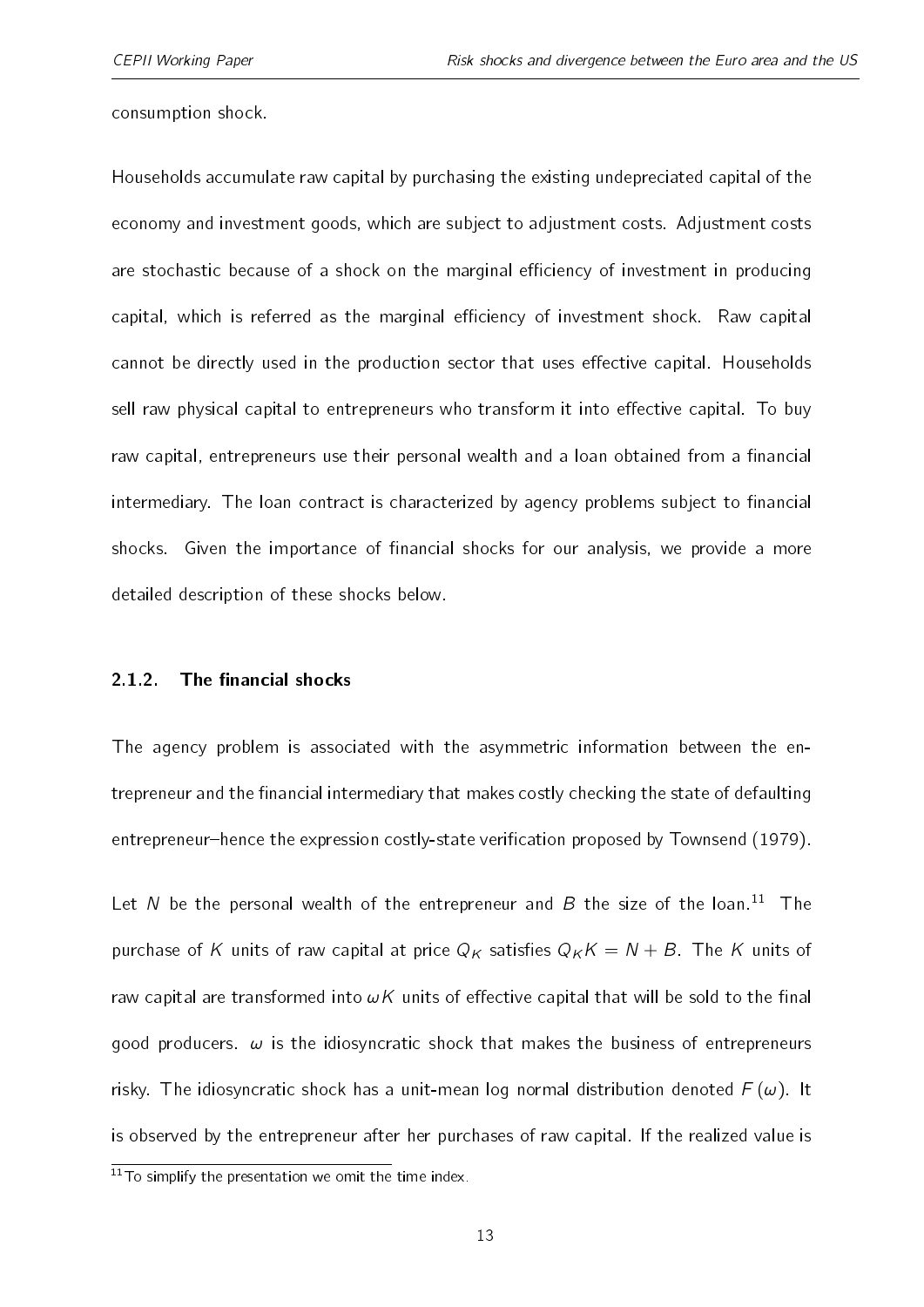consumption shock.

Households accumulate raw capital by purchasing the existing undepreciated capital of the economy and investment goods, which are subject to adjustment costs. Adjustment costs are stochastic because of a shock on the marginal efficiency of investment in producing capital, which is referred as the marginal efficiency of investment shock. Raw capital cannot be directly used in the production sector that uses effective capital. Households sell raw physical capital to entrepreneurs who transform it into effective capital. To buy raw capital, entrepreneurs use their personal wealth and a loan obtained from a financial intermediary. The loan contract is characterized by agency problems subject to financial shocks. Given the importance of financial shocks for our analysis, we provide a more detailed description of these shocks below.

### 2.1.2. The financial shocks

The agency problem is associated with the asymmetric information between the entrepreneur and the financial intermediary that makes costly checking the state of defaulting entrepreneur–hence the expression costly-state verification proposed by Townsend (1979).

Let $N$ be the personal wealth of the entrepreneur and $B$ the size of the loan.[11] The purchase of $K$ units of raw capital at price $Q_K$ satisfies $Q_K K = N + B$. The $K$ units of raw capital are transformed into $\omega K$ units of effective capital that will be sold to the final good producers. $\omega$ is the idiosyncratic shock that makes the business of entrepreneurs risky. The idiosyncratic shock has a unit-mean log normal distribution denoted $F(\omega)$. It is observed by the entrepreneur after her purchases of raw capital. If the realized value is

[11] To simplify the presentation we omit the time index.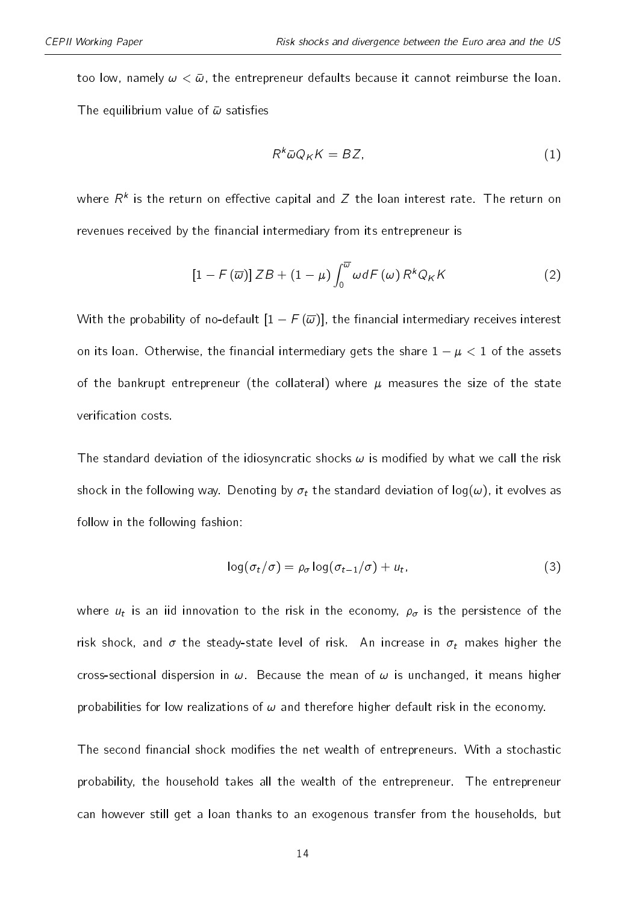too low, namely $\omega < \bar{\omega}$, the entrepreneur defaults because it cannot reimburse the loan. The equilibrium value of $\bar{\omega}$ satisfies

$$R^k \bar{\omega} Q_K K = BZ, \tag{1}$$

where $R^k$ is the return on effective capital and $Z$ the loan interest rate. The return on revenues received by the financial intermediary from its entrepreneur is

$$[1 - F(\overline{\omega})] ZB + (1 - \mu) \int_0^{\overline{\omega}} \omega dF(\omega) R^k Q_K K \tag{2}$$

With the probability of no-default $[1 - F(\overline{\omega})]$, the financial intermediary receives interest on its loan. Otherwise, the financial intermediary gets the share $1 - \mu < 1$ of the assets of the bankrupt entrepreneur (the collateral) where $\mu$ measures the size of the state verification costs.

The standard deviation of the idiosyncratic shocks $\omega$ is modified by what we call the risk shock in the following way. Denoting by $\sigma_t$ the standard deviation of $\log(\omega)$, it evolves as follow in the following fashion:

$$\log(\sigma_t/\sigma) = \rho_\sigma \log(\sigma_{t-1}/\sigma) + u_t, \tag{3}$$

where $u_t$ is an iid innovation to the risk in the economy, $\rho_\sigma$ is the persistence of the risk shock, and $\sigma$ the steady-state level of risk. An increase in $\sigma_t$ makes higher the cross-sectional dispersion in $\omega$. Because the mean of $\omega$ is unchanged, it means higher probabilities for low realizations of $\omega$ and therefore higher default risk in the economy.

The second financial shock modifies the net wealth of entrepreneurs. With a stochastic probability, the household takes all the wealth of the entrepreneur. The entrepreneur can however still get a loan thanks to an exogenous transfer from the households, but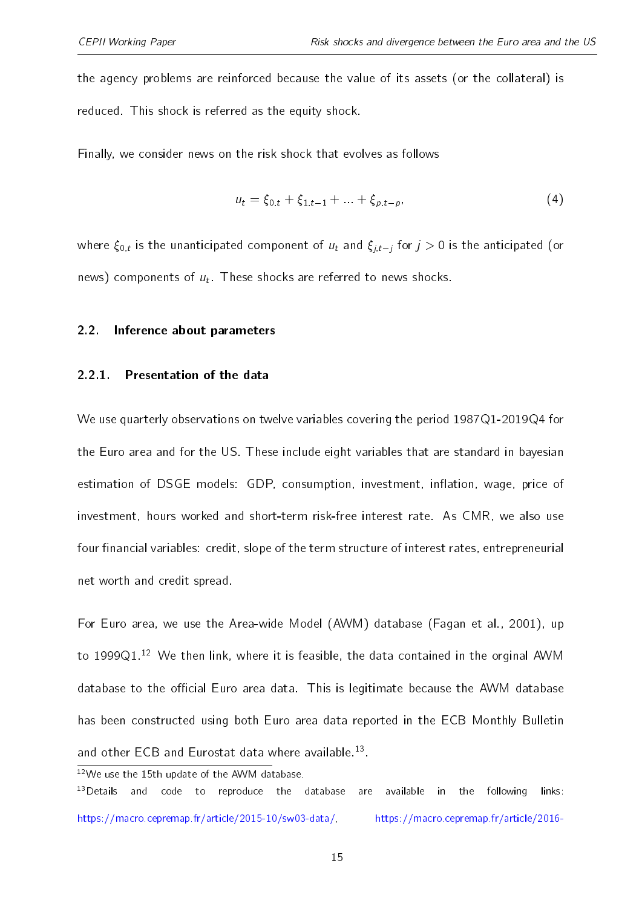the agency problems are reinforced because the value of its assets (or the collateral) is reduced. This shock is referred as the equity shock.

Finally, we consider news on the risk shock that evolves as follows

$$u_t = \xi_{0,t} + \xi_{1,t-1} + ... + \xi_{p,t-p}, \tag{4}$$

where $\xi_{0,t}$ is the unanticipated component of $u_t$ and $\xi_{j,t-j}$ for $j > 0$ is the anticipated (or news) components of $u_t$. These shocks are referred to news shocks.

## 2.2. Inference about parameters

### 2.2.1. Presentation of the data

We use quarterly observations on twelve variables covering the period 1987Q1-2019Q4 for the Euro area and for the US. These include eight variables that are standard in bayesian estimation of DSGE models: GDP, consumption, investment, inflation, wage, price of investment, hours worked and short-term risk-free interest rate. As CMR, we also use four financial variables: credit, slope of the term structure of interest rates, entrepreneurial net worth and credit spread.

For Euro area, we use the Area-wide Model (AWM) database (Fagan et al., 2001), up to 1999Q1.[12] We then link, where it is feasible, the data contained in the orginal AWM database to the official Euro area data. This is legitimate because the AWM database has been constructed using both Euro area data reported in the ECB Monthly Bulletin and other ECB and Eurostat data where available.[13].

[12] We use the 15th update of the AWM database.

[13] Details and code to reproduce the database are available in the following links: https://macro.cepremap.fr/article/2015-10/sw03-data/, https://macro.cepremap.fr/article/2016-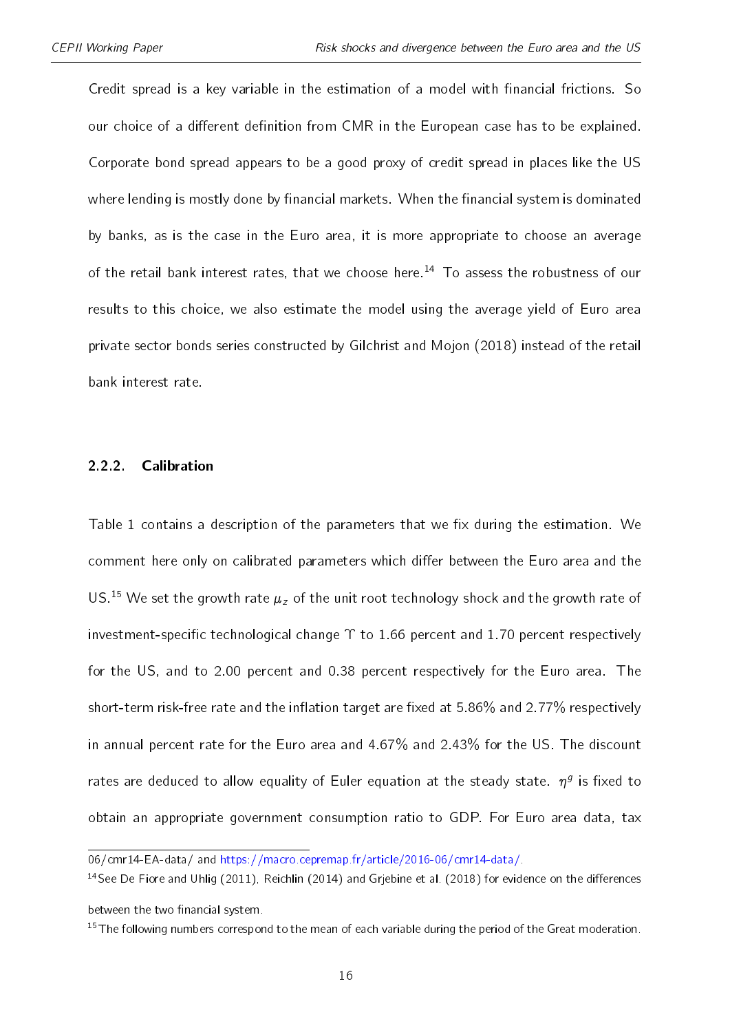Credit spread is a key variable in the estimation of a model with financial frictions. So our choice of a different definition from CMR in the European case has to be explained. Corporate bond spread appears to be a good proxy of credit spread in places like the US where lending is mostly done by financial markets. When the financial system is dominated by banks, as is the case in the Euro area, it is more appropriate to choose an average of the retail bank interest rates, that we choose here.[14] To assess the robustness of our results to this choice, we also estimate the model using the average yield of Euro area private sector bonds series constructed by Gilchrist and Mojon (2018) instead of the retail bank interest rate.

### 2.2.2. Calibration

Table 1 contains a description of the parameters that we fix during the estimation. We comment here only on calibrated parameters which differ between the Euro area and the US.[15] We set the growth rate $\mu_z$ of the unit root technology shock and the growth rate of investment-specific technological change $\Upsilon$ to 1.66 percent and 1.70 percent respectively for the US, and to 2.00 percent and 0.38 percent respectively for the Euro area. The short-term risk-free rate and the inflation target are fixed at 5.86% and 2.77% respectively in annual percent rate for the Euro area and 4.67% and 2.43% for the US. The discount rates are deduced to allow equality of Euler equation at the steady state. $\eta^g$ is fixed to obtain an appropriate government consumption ratio to GDP. For Euro area data, tax

---

06/cmr14-EA-data/ and https://macro.cepremap.fr/article/2016-06/cmr14-data/.

[14] See De Fiore and Uhlig (2011), Reichlin (2014) and Grjebine et al. (2018) for evidence on the differences between the two financial system.

[15] The following numbers correspond to the mean of each variable during the period of the Great moderation.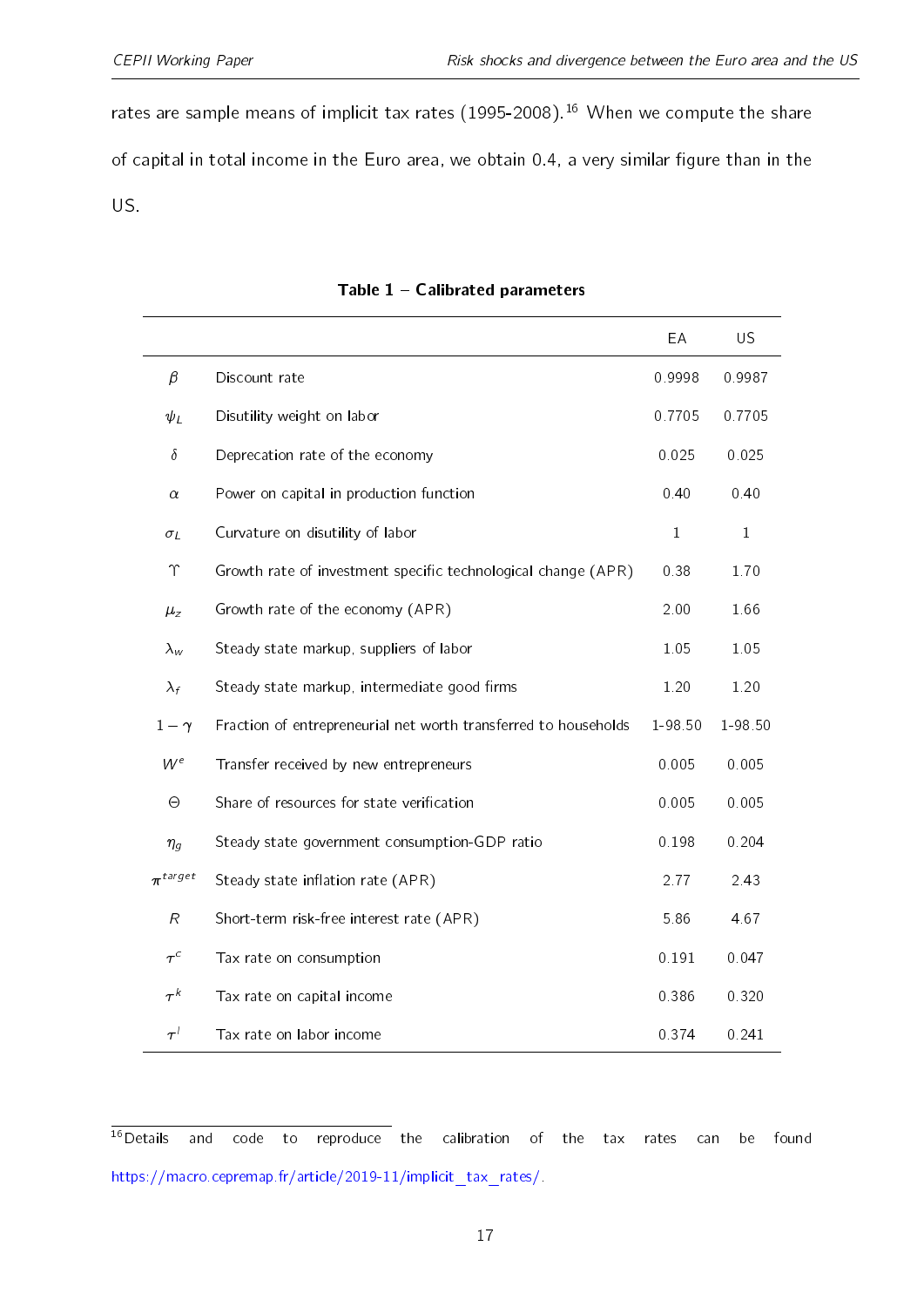rates are sample means of implicit tax rates (1995-2008).[16] When we compute the share of capital in total income in the Euro area, we obtain 0.4, a very similar figure than in the US.

**Table 1 – Calibrated parameters**

| | | EA | US |
|---|---|---|---|
| $\beta$ | Discount rate | 0.9998 | 0.9987 |
| $\psi_L$ | Disutility weight on labor | 0.7705 | 0.7705 |
| $\delta$ | Deprecation rate of the economy | 0.025 | 0.025 |
| $\alpha$ | Power on capital in production function | 0.40 | 0.40 |
| $\sigma_L$ | Curvature on disutility of labor | 1 | 1 |
| $\Upsilon$ | Growth rate of investment specific technological change (APR) | 0.38 | 1.70 |
| $\mu_z$ | Growth rate of the economy (APR) | 2.00 | 1.66 |
| $\lambda_w$ | Steady state markup, suppliers of labor | 1.05 | 1.05 |
| $\lambda_f$ | Steady state markup, intermediate good firms | 1.20 | 1.20 |
| $1-\gamma$ | Fraction of entrepreneurial net worth transferred to households | 1-98.50 | 1-98.50 |
| $W^e$ | Transfer received by new entrepreneurs | 0.005 | 0.005 |
| $\Theta$ | Share of resources for state verification | 0.005 | 0.005 |
| $\eta_g$ | Steady state government consumption-GDP ratio | 0.198 | 0.204 |
| $\pi^{target}$ | Steady state inflation rate (APR) | 2.77 | 2.43 |
| $R$ | Short-term risk-free interest rate (APR) | 5.86 | 4.67 |
| $\tau^c$ | Tax rate on consumption | 0.191 | 0.047 |
| $\tau^k$ | Tax rate on capital income | 0.386 | 0.320 |
| $\tau^l$ | Tax rate on labor income | 0.374 | 0.241 |

[16] Details and code to reproduce the calibration of the tax rates can be found https://macro.cepremap.fr/article/2019-11/implicit_tax_rates/.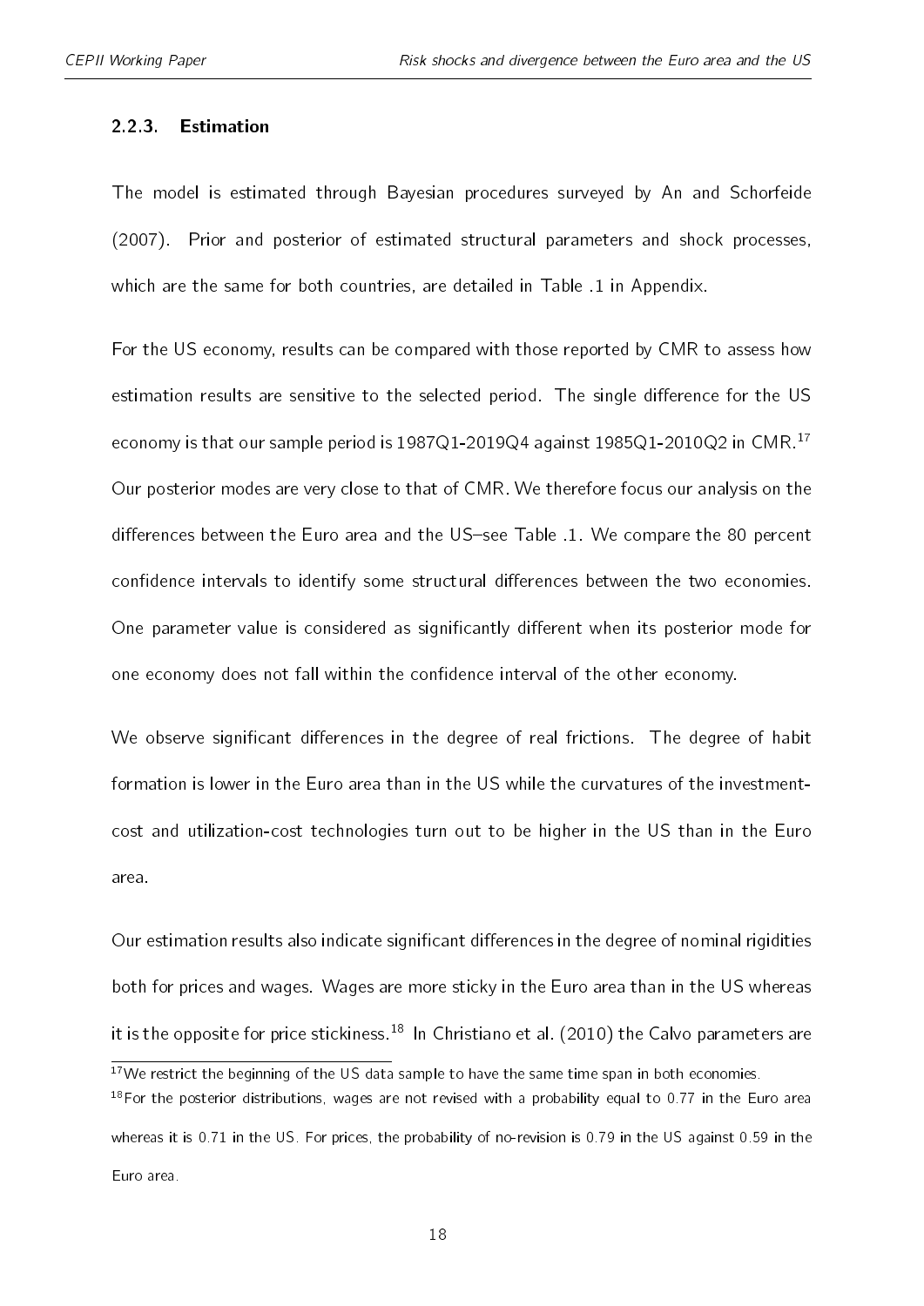### 2.2.3. Estimation

The model is estimated through Bayesian procedures surveyed by An and Schorfeide (2007). Prior and posterior of estimated structural parameters and shock processes, which are the same for both countries, are detailed in Table .1 in Appendix.

For the US economy, results can be compared with those reported by CMR to assess how estimation results are sensitive to the selected period. The single difference for the US economy is that our sample period is 1987Q1-2019Q4 against 1985Q1-2010Q2 in CMR.[17] Our posterior modes are very close to that of CMR. We therefore focus our analysis on the differences between the Euro area and the US–see Table .1. We compare the 80 percent confidence intervals to identify some structural differences between the two economies. One parameter value is considered as significantly different when its posterior mode for one economy does not fall within the confidence interval of the other economy.

We observe significant differences in the degree of real frictions. The degree of habit formation is lower in the Euro area than in the US while the curvatures of the investment-cost and utilization-cost technologies turn out to be higher in the US than in the Euro area.

Our estimation results also indicate significant differences in the degree of nominal rigidities both for prices and wages. Wages are more sticky in the Euro area than in the US whereas it is the opposite for price stickiness.[18] In Christiano et al. (2010) the Calvo parameters are

[17] We restrict the beginning of the US data sample to have the same time span in both economies.

[18] For the posterior distributions, wages are not revised with a probability equal to 0.77 in the Euro area whereas it is 0.71 in the US. For prices, the probability of no-revision is 0.79 in the US against 0.59 in the Euro area.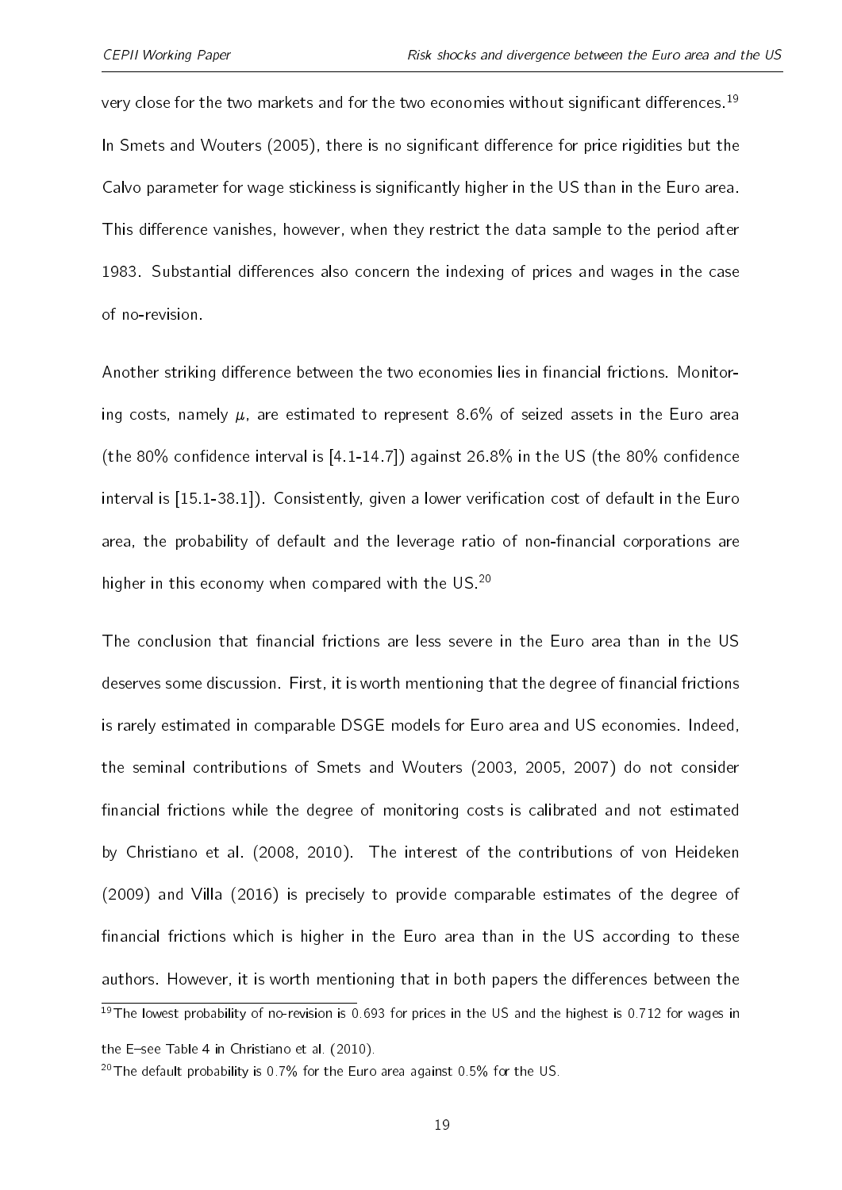very close for the two markets and for the two economies without significant differences.[19] In Smets and Wouters (2005), there is no significant difference for price rigidities but the Calvo parameter for wage stickiness is significantly higher in the US than in the Euro area. This difference vanishes, however, when they restrict the data sample to the period after 1983. Substantial differences also concern the indexing of prices and wages in the case of no-revision.

Another striking difference between the two economies lies in financial frictions. Monitoring costs, namely $\mu$, are estimated to represent 8.6% of seized assets in the Euro area (the 80% confidence interval is [4.1-14.7]) against 26.8% in the US (the 80% confidence interval is [15.1-38.1]). Consistently, given a lower verification cost of default in the Euro area, the probability of default and the leverage ratio of non-financial corporations are higher in this economy when compared with the US.[20]

The conclusion that financial frictions are less severe in the Euro area than in the US deserves some discussion. First, it is worth mentioning that the degree of financial frictions is rarely estimated in comparable DSGE models for Euro area and US economies. Indeed, the seminal contributions of Smets and Wouters (2003, 2005, 2007) do not consider financial frictions while the degree of monitoring costs is calibrated and not estimated by Christiano et al. (2008, 2010). The interest of the contributions of von Heideken (2009) and Villa (2016) is precisely to provide comparable estimates of the degree of financial frictions which is higher in the Euro area than in the US according to these authors. However, it is worth mentioning that in both papers the differences between the

[19] The lowest probability of no-revision is 0.693 for prices in the US and the highest is 0.712 for wages in the E–see Table 4 in Christiano et al. (2010).

[20] The default probability is 0.7% for the Euro area against 0.5% for the US.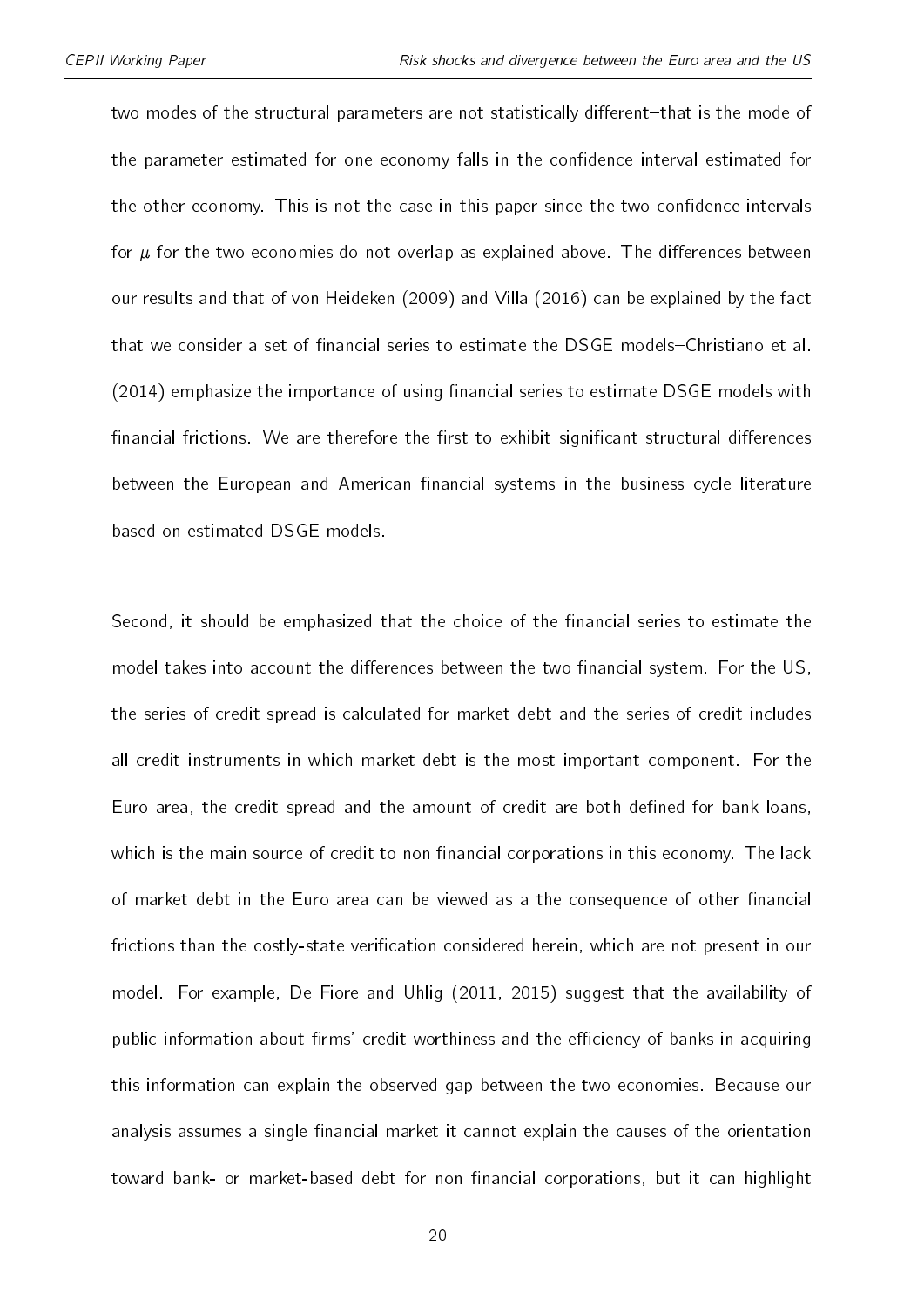two modes of the structural parameters are not statistically different–that is the mode of the parameter estimated for one economy falls in the confidence interval estimated for the other economy. This is not the case in this paper since the two confidence intervals for $\mu$ for the two economies do not overlap as explained above. The differences between our results and that of von Heideken (2009) and Villa (2016) can be explained by the fact that we consider a set of financial series to estimate the DSGE models–Christiano et al. (2014) emphasize the importance of using financial series to estimate DSGE models with financial frictions. We are therefore the first to exhibit significant structural differences between the European and American financial systems in the business cycle literature based on estimated DSGE models.

Second, it should be emphasized that the choice of the financial series to estimate the model takes into account the differences between the two financial system. For the US, the series of credit spread is calculated for market debt and the series of credit includes all credit instruments in which market debt is the most important component. For the Euro area, the credit spread and the amount of credit are both defined for bank loans, which is the main source of credit to non financial corporations in this economy. The lack of market debt in the Euro area can be viewed as a the consequence of other financial frictions than the costly-state verification considered herein, which are not present in our model. For example, De Fiore and Uhlig (2011, 2015) suggest that the availability of public information about firms' credit worthiness and the efficiency of banks in acquiring this information can explain the observed gap between the two economies. Because our analysis assumes a single financial market it cannot explain the causes of the orientation toward bank- or market-based debt for non financial corporations, but it can highlight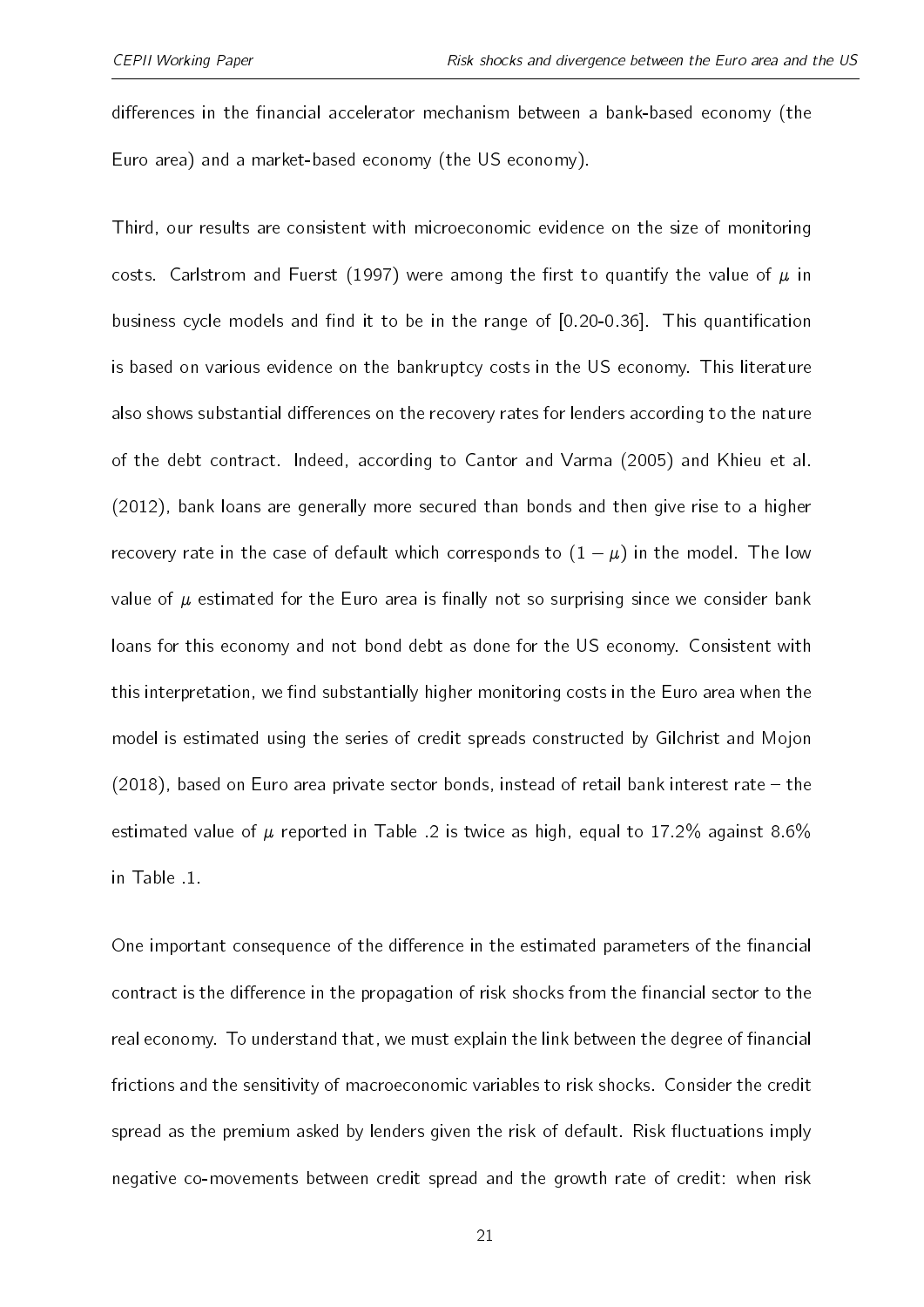differences in the financial accelerator mechanism between a bank-based economy (the Euro area) and a market-based economy (the US economy).

Third, our results are consistent with microeconomic evidence on the size of monitoring costs. Carlstrom and Fuerst (1997) were among the first to quantify the value of $\mu$ in business cycle models and find it to be in the range of [0.20-0.36]. This quantification is based on various evidence on the bankruptcy costs in the US economy. This literature also shows substantial differences on the recovery rates for lenders according to the nature of the debt contract. Indeed, according to Cantor and Varma (2005) and Khieu et al. (2012), bank loans are generally more secured than bonds and then give rise to a higher recovery rate in the case of default which corresponds to $(1-\mu)$ in the model. The low value of $\mu$ estimated for the Euro area is finally not so surprising since we consider bank loans for this economy and not bond debt as done for the US economy. Consistent with this interpretation, we find substantially higher monitoring costs in the Euro area when the model is estimated using the series of credit spreads constructed by Gilchrist and Mojon (2018), based on Euro area private sector bonds, instead of retail bank interest rate – the estimated value of $\mu$ reported in Table .2 is twice as high, equal to 17.2% against 8.6% in Table .1.

One important consequence of the difference in the estimated parameters of the financial contract is the difference in the propagation of risk shocks from the financial sector to the real economy. To understand that, we must explain the link between the degree of financial frictions and the sensitivity of macroeconomic variables to risk shocks. Consider the credit spread as the premium asked by lenders given the risk of default. Risk fluctuations imply negative co-movements between credit spread and the growth rate of credit: when risk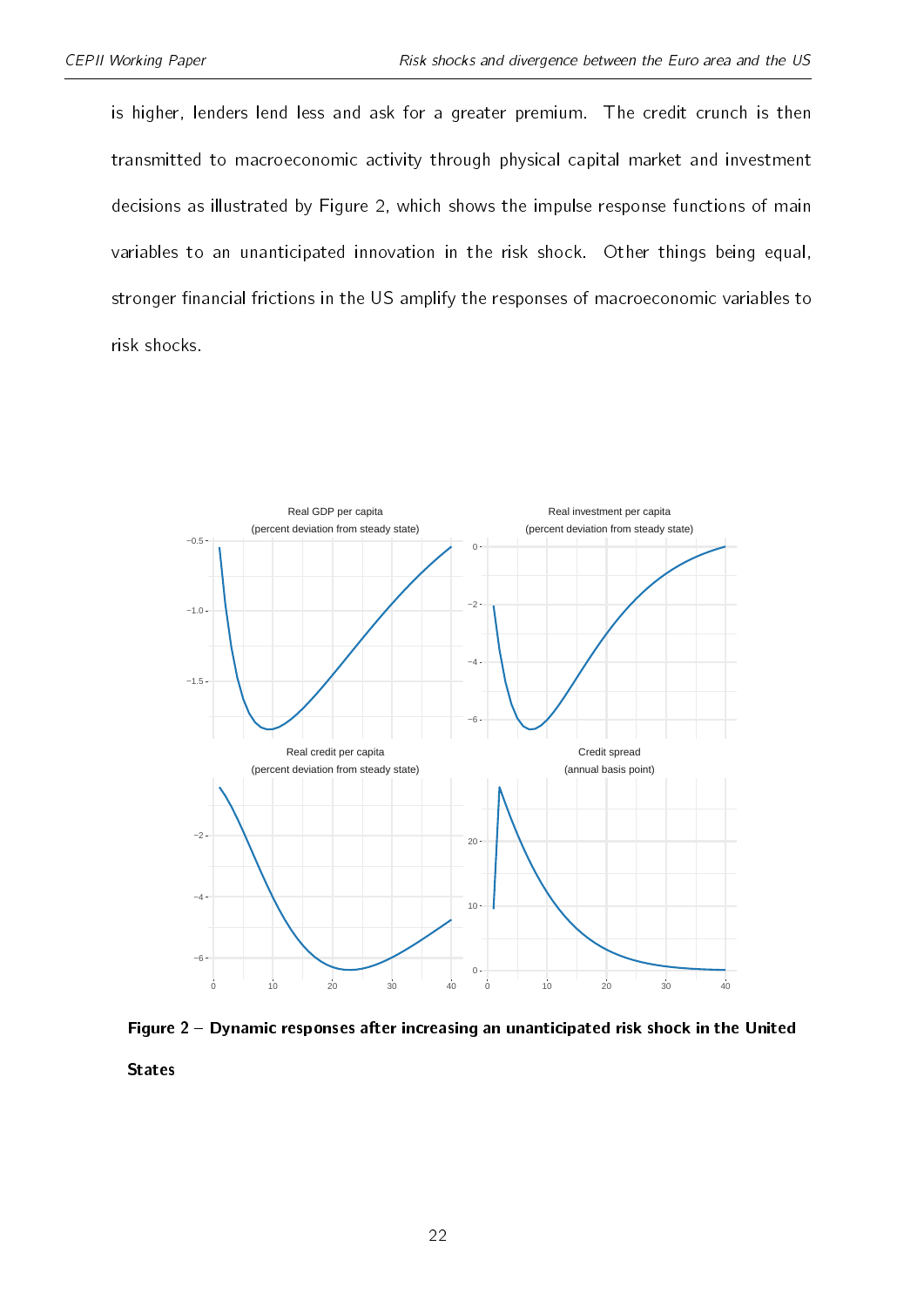is higher, lenders lend less and ask for a greater premium. The credit crunch is then transmitted to macroeconomic activity through physical capital market and investment decisions as illustrated by Figure 2, which shows the impulse response functions of main variables to an unanticipated innovation in the risk shock. Other things being equal, stronger financial frictions in the US amplify the responses of macroeconomic variables to risk shocks.

**Figure 2 – Dynamic responses after increasing an unanticipated risk shock in the United States**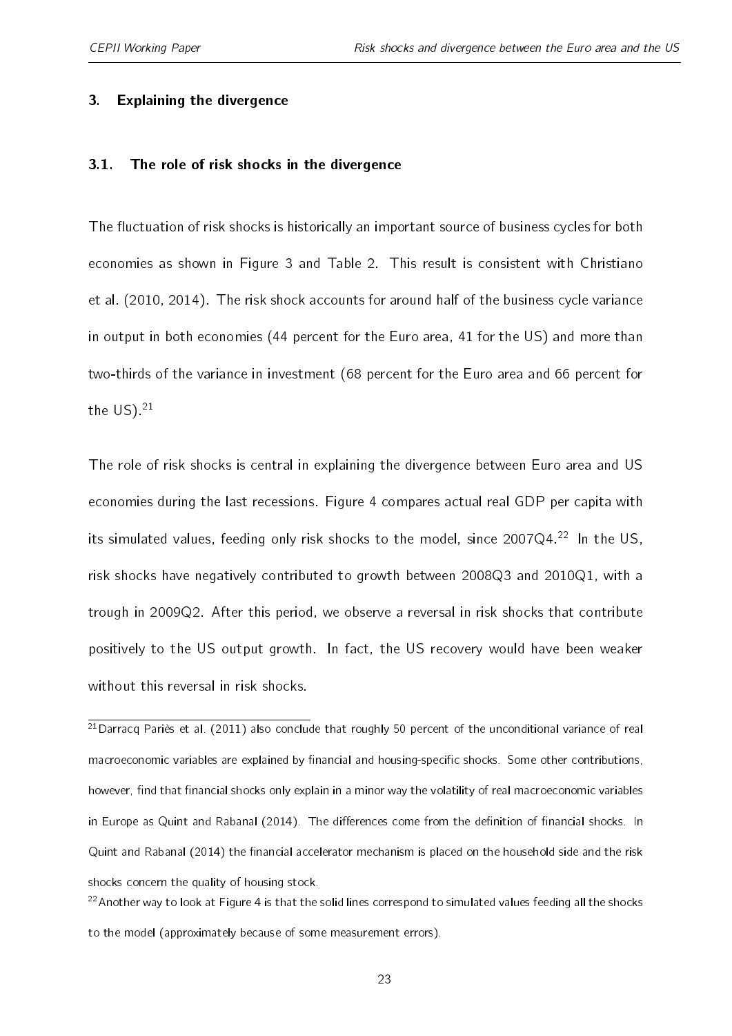## 3. Explaining the divergence

### 3.1. The role of risk shocks in the divergence

The fluctuation of risk shocks is historically an important source of business cycles for both economies as shown in Figure 3 and Table 2. This result is consistent with Christiano et al. (2010, 2014). The risk shock accounts for around half of the business cycle variance in output in both economies (44 percent for the Euro area, 41 for the US) and more than two-thirds of the variance in investment (68 percent for the Euro area and 66 percent for the US).[21]

The role of risk shocks is central in explaining the divergence between Euro area and US economies during the last recessions. Figure 4 compares actual real GDP per capita with its simulated values, feeding only risk shocks to the model, since 2007Q4.[22] In the US, risk shocks have negatively contributed to growth between 2008Q3 and 2010Q1, with a trough in 2009Q2. After this period, we observe a reversal in risk shocks that contribute positively to the US output growth. In fact, the US recovery would have been weaker without this reversal in risk shocks.

[21] Darracq Pariès et al. (2011) also conclude that roughly 50 percent of the unconditional variance of real macroeconomic variables are explained by financial and housing-specific shocks. Some other contributions, however, find that financial shocks only explain in a minor way the volatility of real macroeconomic variables in Europe as Quint and Rabanal (2014). The differences come from the definition of financial shocks. In Quint and Rabanal (2014) the financial accelerator mechanism is placed on the household side and the risk shocks concern the quality of housing stock.

[22] Another way to look at Figure 4 is that the solid lines correspond to simulated values feeding all the shocks to the model (approximately because of some measurement errors).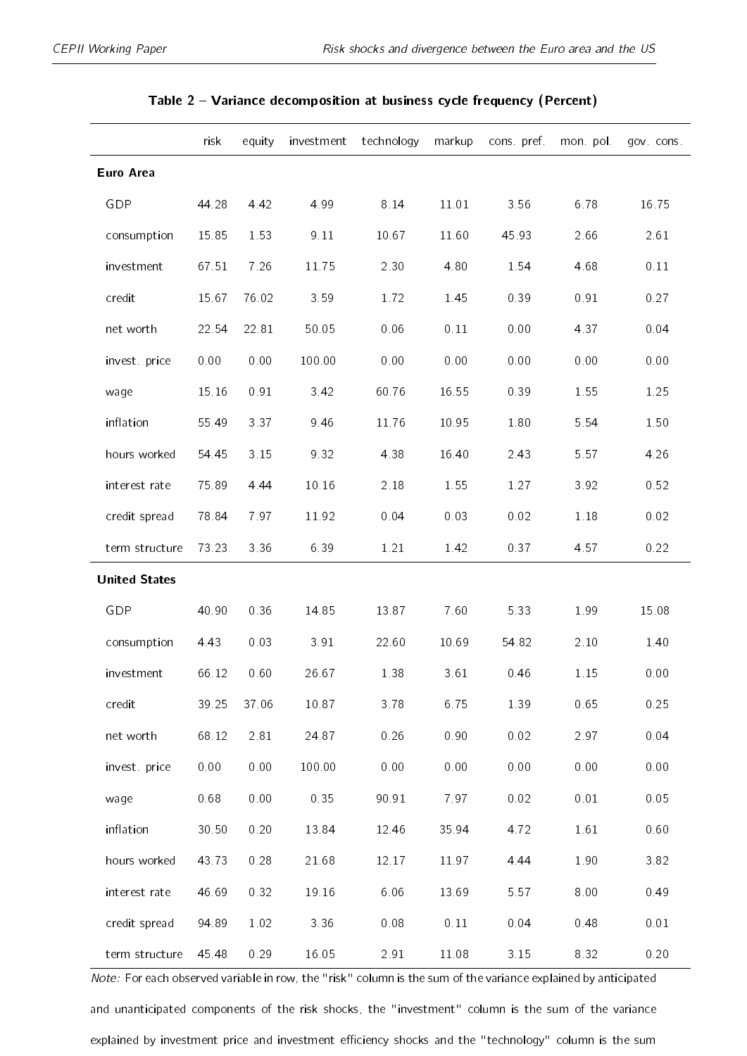**Table 2 – Variance decomposition at business cycle frequency (Percent)**

| | risk | equity | investment | technology | markup | cons. pref. | mon. pol. | gov. cons. |
|---|---|---|---|---|---|---|---|---|
| **Euro Area** | | | | | | | | |
| GDP | 44.28 | 4.42 | 4.99 | 8.14 | 11.01 | 3.56 | 6.78 | 16.75 |
| consumption | 15.85 | 1.53 | 9.11 | 10.67 | 11.60 | 45.93 | 2.66 | 2.61 |
| investment | 67.51 | 7.26 | 11.75 | 2.30 | 4.80 | 1.54 | 4.68 | 0.11 |
| credit | 15.67 | 76.02 | 3.59 | 1.72 | 1.45 | 0.39 | 0.91 | 0.27 |
| net worth | 22.54 | 22.81 | 50.05 | 0.06 | 0.11 | 0.00 | 4.37 | 0.04 |
| invest. price | 0.00 | 0.00 | 100.00 | 0.00 | 0.00 | 0.00 | 0.00 | 0.00 |
| wage | 15.16 | 0.91 | 3.42 | 60.76 | 16.55 | 0.39 | 1.55 | 1.25 |
| inflation | 55.49 | 3.37 | 9.46 | 11.76 | 10.95 | 1.80 | 5.54 | 1.50 |
| hours worked | 54.45 | 3.15 | 9.32 | 4.38 | 16.40 | 2.43 | 5.57 | 4.26 |
| interest rate | 75.89 | 4.44 | 10.16 | 2.18 | 1.55 | 1.27 | 3.92 | 0.52 |
| credit spread | 78.84 | 7.97 | 11.92 | 0.04 | 0.03 | 0.02 | 1.18 | 0.02 |
| term structure | 73.23 | 3.36 | 6.39 | 1.21 | 1.42 | 0.37 | 4.57 | 0.22 |
| **United States** | | | | | | | | |
| GDP | 40.90 | 0.36 | 14.85 | 13.87 | 7.60 | 5.33 | 1.99 | 15.08 |
| consumption | 4.43 | 0.03 | 3.91 | 22.60 | 10.69 | 54.82 | 2.10 | 1.40 |
| investment | 66.12 | 0.60 | 26.67 | 1.38 | 3.61 | 0.46 | 1.15 | 0.00 |
| credit | 39.25 | 37.06 | 10.87 | 3.78 | 6.75 | 1.39 | 0.65 | 0.25 |
| net worth | 68.12 | 2.81 | 24.87 | 0.26 | 0.90 | 0.02 | 2.97 | 0.04 |
| invest. price | 0.00 | 0.00 | 100.00 | 0.00 | 0.00 | 0.00 | 0.00 | 0.00 |
| wage | 0.68 | 0.00 | 0.35 | 90.91 | 7.97 | 0.02 | 0.01 | 0.05 |
| inflation | 30.50 | 0.20 | 13.84 | 12.46 | 35.94 | 4.72 | 1.61 | 0.60 |
| hours worked | 43.73 | 0.28 | 21.68 | 12.17 | 11.97 | 4.44 | 1.90 | 3.82 |
| interest rate | 46.69 | 0.32 | 19.16 | 6.06 | 13.69 | 5.57 | 8.00 | 0.49 |
| credit spread | 94.89 | 1.02 | 3.36 | 0.08 | 0.11 | 0.04 | 0.48 | 0.01 |
| term structure | 45.48 | 0.29 | 16.05 | 2.91 | 11.08 | 3.15 | 8.32 | 0.20 |

*Note:* For each observed variable in row, the "risk" column is the sum of the variance explained by anticipated and unanticipated components of the risk shocks, the "investment" column is the sum of the variance explained by investment price and investment efficiency shocks and the "technology" column is the sum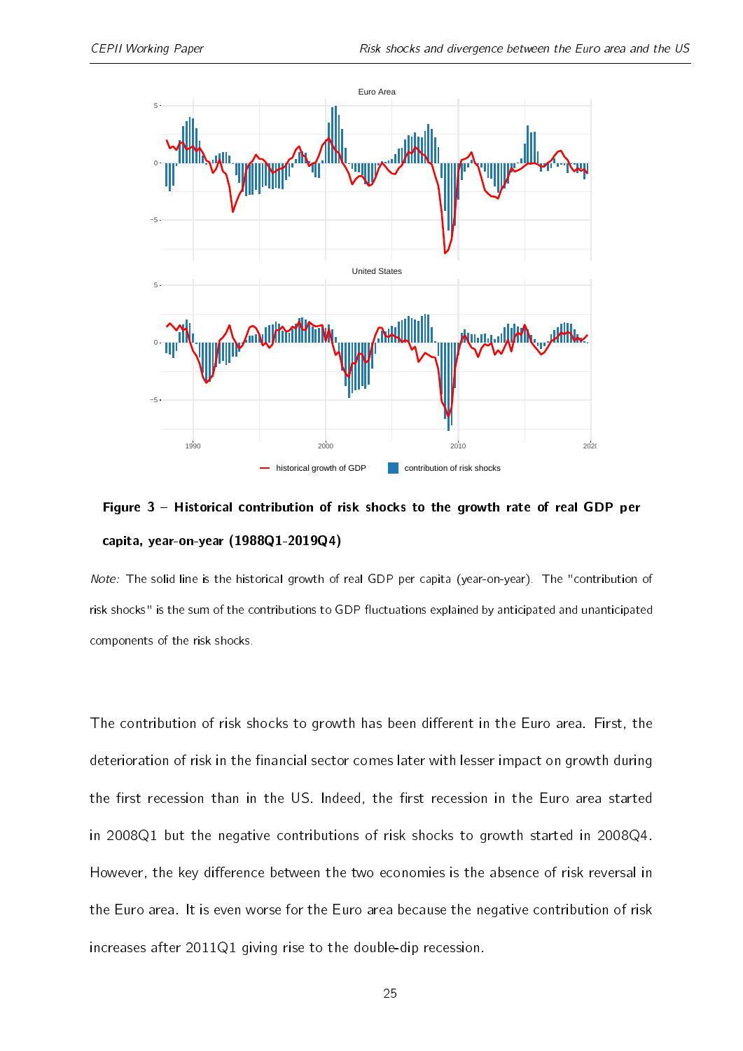**Figure 3 – Historical contribution of risk shocks to the growth rate of real GDP per capita, year-on-year (1988Q1-2019Q4)**

*Note:* The solid line is the historical growth of real GDP per capita (year-on-year). The "contribution of risk shocks" is the sum of the contributions to GDP fluctuations explained by anticipated and unanticipated components of the risk shocks.

The contribution of risk shocks to growth has been different in the Euro area. First, the deterioration of risk in the financial sector comes later with lesser impact on growth during the first recession than in the US. Indeed, the first recession in the Euro area started in 2008Q1 but the negative contributions of risk shocks to growth started in 2008Q4. However, the key difference between the two economies is the absence of risk reversal in the Euro area. It is even worse for the Euro area because the negative contribution of risk increases after 2011Q1 giving rise to the double-dip recession.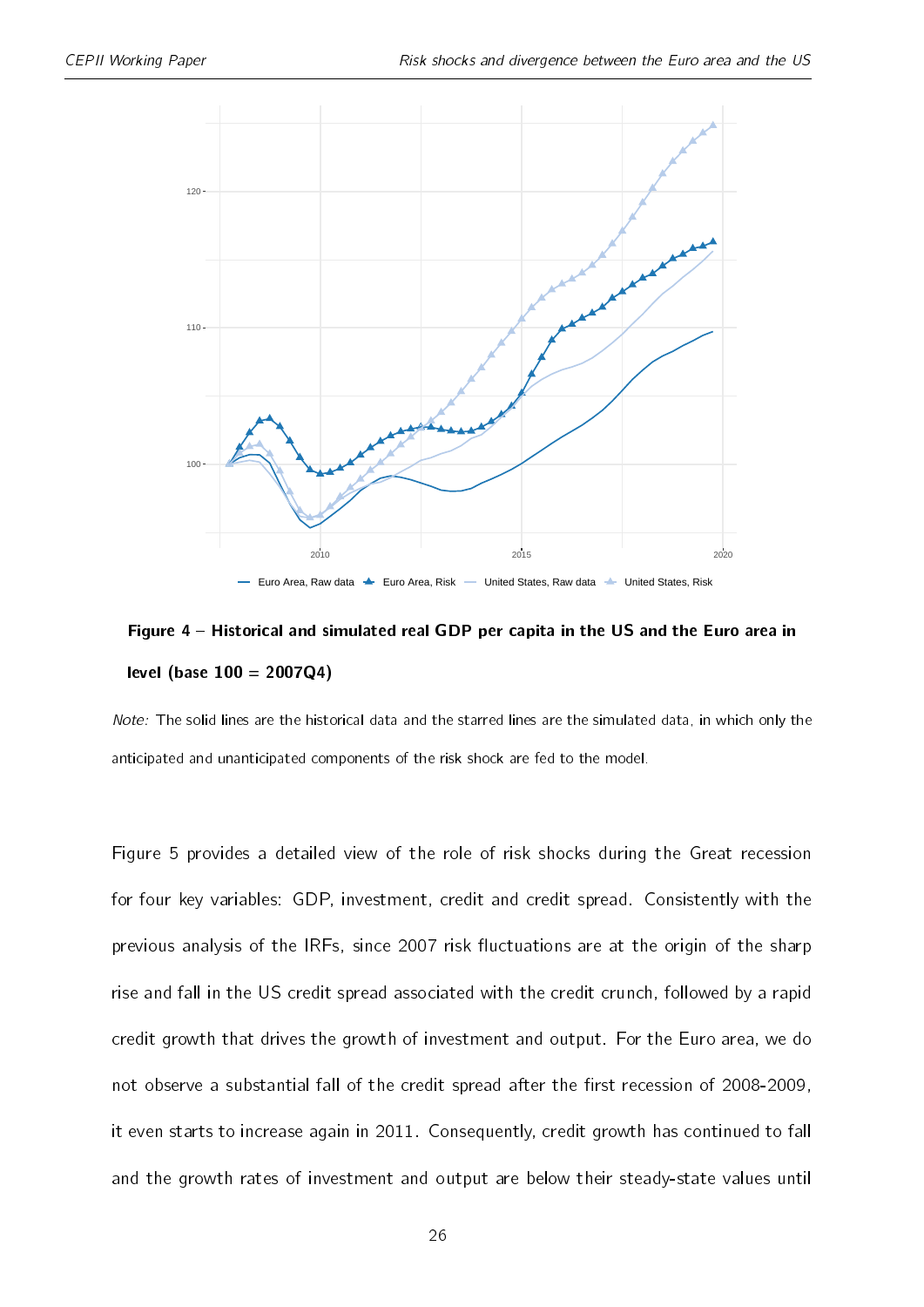**Figure 4 – Historical and simulated real GDP per capita in the US and the Euro area in level (base 100 = 2007Q4)**

*Note:* The solid lines are the historical data and the starred lines are the simulated data, in which only the anticipated and unanticipated components of the risk shock are fed to the model.

Figure 5 provides a detailed view of the role of risk shocks during the Great recession for four key variables: GDP, investment, credit and credit spread. Consistently with the previous analysis of the IRFs, since 2007 risk fluctuations are at the origin of the sharp rise and fall in the US credit spread associated with the credit crunch, followed by a rapid credit growth that drives the growth of investment and output. For the Euro area, we do not observe a substantial fall of the credit spread after the first recession of 2008-2009, it even starts to increase again in 2011. Consequently, credit growth has continued to fall and the growth rates of investment and output are below their steady-state values until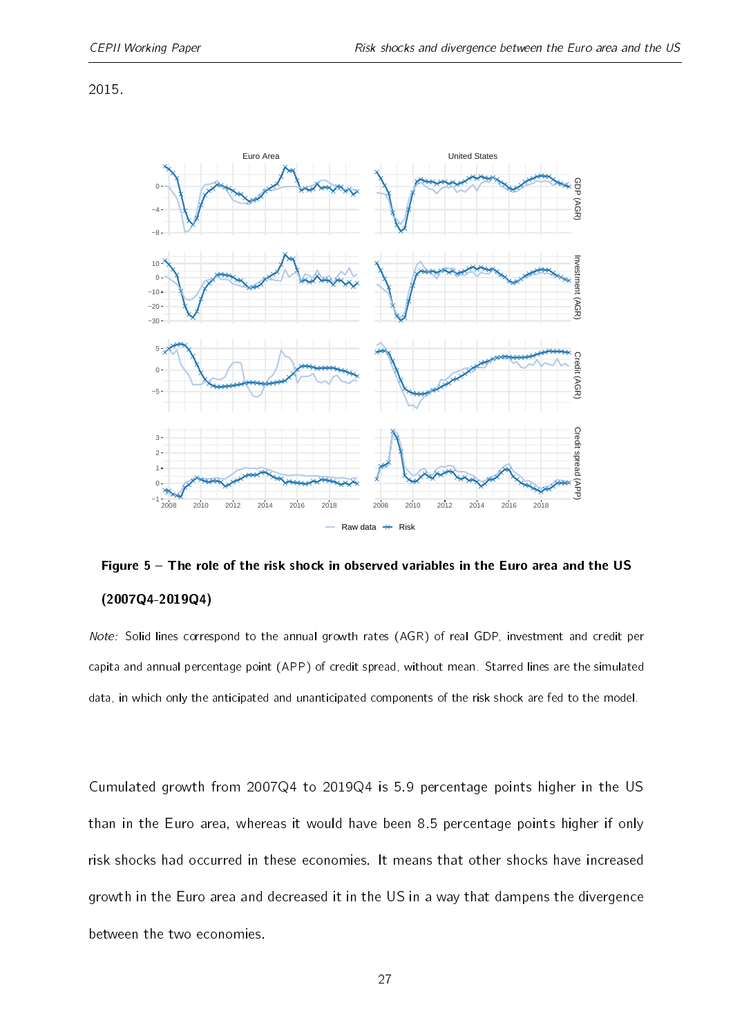2015.

**Figure 5 – The role of the risk shock in observed variables in the Euro area and the US (2007Q4-2019Q4)**

*Note:* Solid lines correspond to the annual growth rates (AGR) of real GDP, investment and credit per capita and annual percentage point (APP) of credit spread, without mean. Starred lines are the simulated data, in which only the anticipated and unanticipated components of the risk shock are fed to the model.

Cumulated growth from 2007Q4 to 2019Q4 is 5.9 percentage points higher in the US than in the Euro area, whereas it would have been 8.5 percentage points higher if only risk shocks had occurred in these economies. It means that other shocks have increased growth in the Euro area and decreased it in the US in a way that dampens the divergence between the two economies.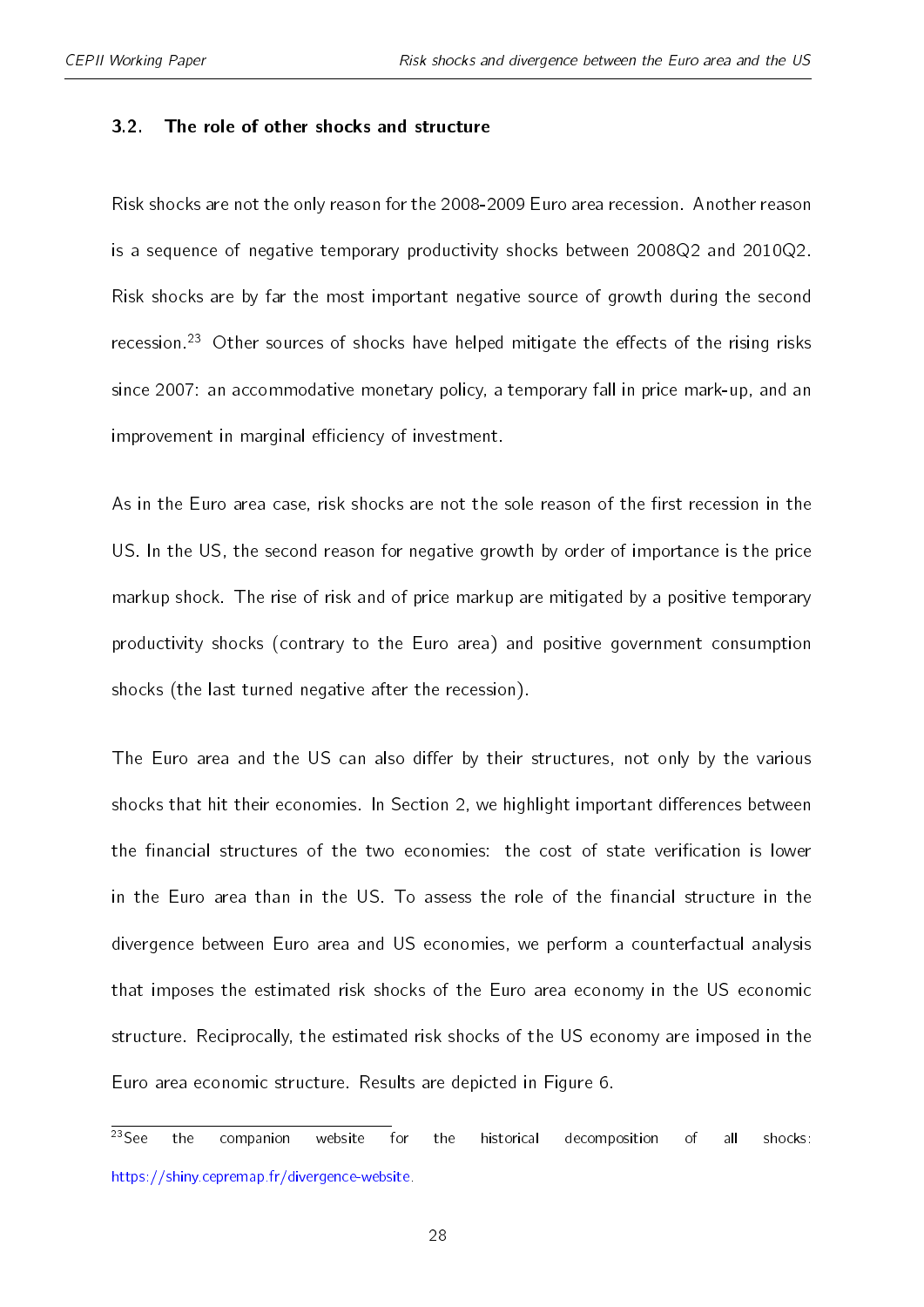### 3.2. The role of other shocks and structure

Risk shocks are not the only reason for the 2008-2009 Euro area recession. Another reason is a sequence of negative temporary productivity shocks between 2008Q2 and 2010Q2. Risk shocks are by far the most important negative source of growth during the second recession.[23] Other sources of shocks have helped mitigate the effects of the rising risks since 2007: an accommodative monetary policy, a temporary fall in price mark-up, and an improvement in marginal efficiency of investment.

As in the Euro area case, risk shocks are not the sole reason of the first recession in the US. In the US, the second reason for negative growth by order of importance is the price markup shock. The rise of risk and of price markup are mitigated by a positive temporary productivity shocks (contrary to the Euro area) and positive government consumption shocks (the last turned negative after the recession).

The Euro area and the US can also differ by their structures, not only by the various shocks that hit their economies. In Section 2, we highlight important differences between the financial structures of the two economies: the cost of state verification is lower in the Euro area than in the US. To assess the role of the financial structure in the divergence between Euro area and US economies, we perform a counterfactual analysis that imposes the estimated risk shocks of the Euro area economy in the US economic structure. Reciprocally, the estimated risk shocks of the US economy are imposed in the Euro area economic structure. Results are depicted in Figure 6.

[23] See the companion website for the historical decomposition of all shocks: https://shiny.cepremap.fr/divergence-website.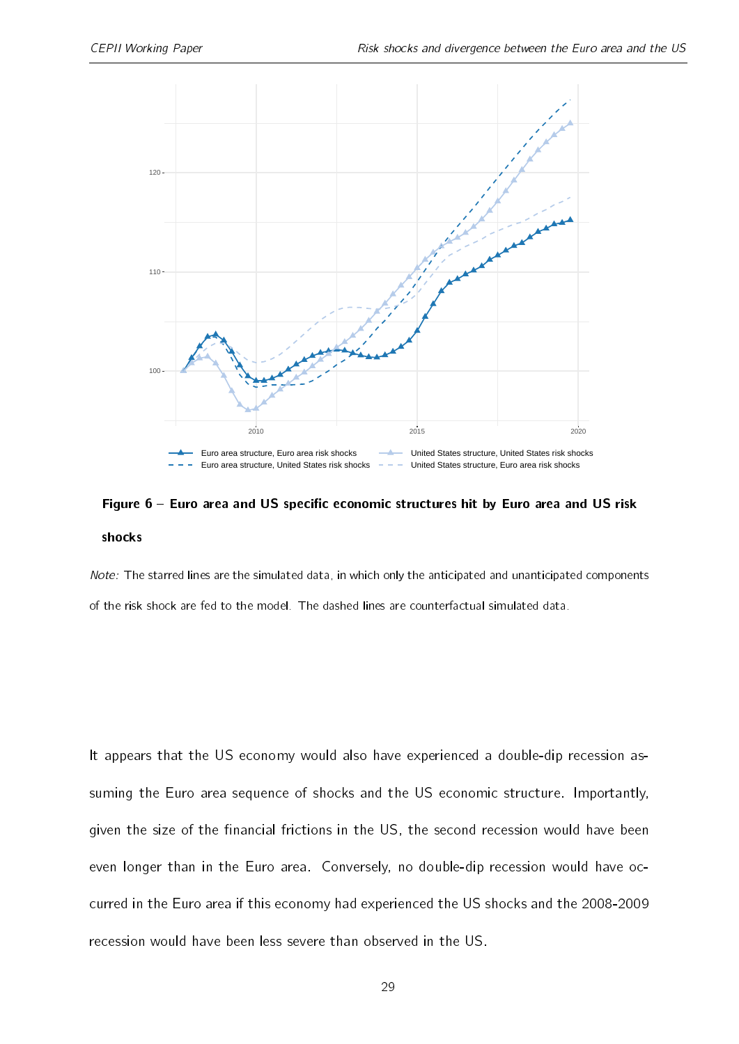**Figure 6 – Euro area and US specific economic structures hit by Euro area and US risk shocks**

*Note:* The starred lines are the simulated data, in which only the anticipated and unanticipated components of the risk shock are fed to the model. The dashed lines are counterfactual simulated data.

It appears that the US economy would also have experienced a double-dip recession assuming the Euro area sequence of shocks and the US economic structure. Importantly, given the size of the financial frictions in the US, the second recession would have been even longer than in the Euro area. Conversely, no double-dip recession would have occurred in the Euro area if this economy had experienced the US shocks and the 2008-2009 recession would have been less severe than observed in the US.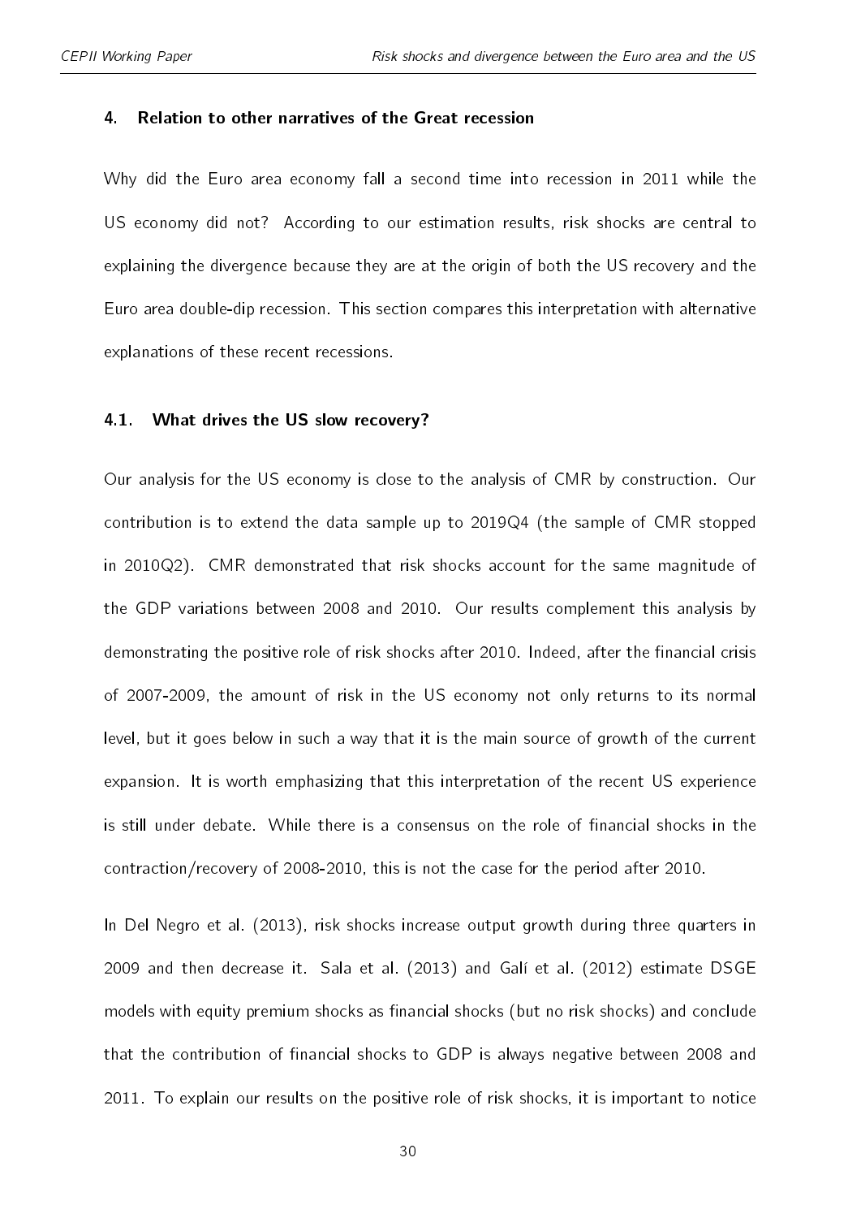## 4. Relation to other narratives of the Great recession

Why did the Euro area economy fall a second time into recession in 2011 while the US economy did not? According to our estimation results, risk shocks are central to explaining the divergence because they are at the origin of both the US recovery and the Euro area double-dip recession. This section compares this interpretation with alternative explanations of these recent recessions.

### 4.1. What drives the US slow recovery?

Our analysis for the US economy is close to the analysis of CMR by construction. Our contribution is to extend the data sample up to 2019Q4 (the sample of CMR stopped in 2010Q2). CMR demonstrated that risk shocks account for the same magnitude of the GDP variations between 2008 and 2010. Our results complement this analysis by demonstrating the positive role of risk shocks after 2010. Indeed, after the financial crisis of 2007-2009, the amount of risk in the US economy not only returns to its normal level, but it goes below in such a way that it is the main source of growth of the current expansion. It is worth emphasizing that this interpretation of the recent US experience is still under debate. While there is a consensus on the role of financial shocks in the contraction/recovery of 2008-2010, this is not the case for the period after 2010.

In Del Negro et al. (2013), risk shocks increase output growth during three quarters in 2009 and then decrease it. Sala et al. (2013) and Galí et al. (2012) estimate DSGE models with equity premium shocks as financial shocks (but no risk shocks) and conclude that the contribution of financial shocks to GDP is always negative between 2008 and 2011. To explain our results on the positive role of risk shocks, it is important to notice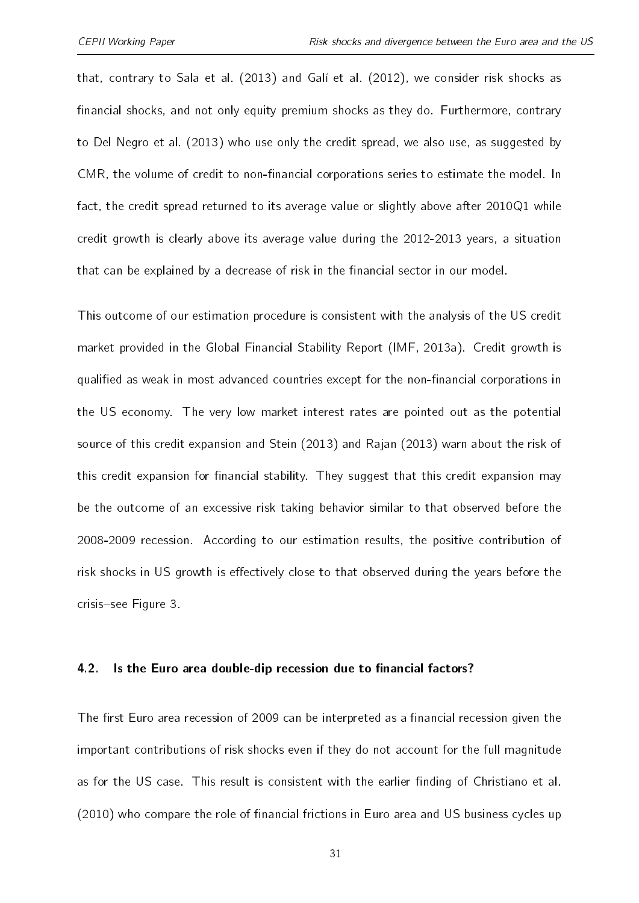that, contrary to Sala et al. (2013) and Galí et al. (2012), we consider risk shocks as financial shocks, and not only equity premium shocks as they do. Furthermore, contrary to Del Negro et al. (2013) who use only the credit spread, we also use, as suggested by CMR, the volume of credit to non-financial corporations series to estimate the model. In fact, the credit spread returned to its average value or slightly above after 2010Q1 while credit growth is clearly above its average value during the 2012-2013 years, a situation that can be explained by a decrease of risk in the financial sector in our model.

This outcome of our estimation procedure is consistent with the analysis of the US credit market provided in the Global Financial Stability Report (IMF, 2013a). Credit growth is qualified as weak in most advanced countries except for the non-financial corporations in the US economy. The very low market interest rates are pointed out as the potential source of this credit expansion and Stein (2013) and Rajan (2013) warn about the risk of this credit expansion for financial stability. They suggest that this credit expansion may be the outcome of an excessive risk taking behavior similar to that observed before the 2008-2009 recession. According to our estimation results, the positive contribution of risk shocks in US growth is effectively close to that observed during the years before the crisis–see Figure 3.

### 4.2. Is the Euro area double-dip recession due to financial factors?

The first Euro area recession of 2009 can be interpreted as a financial recession given the important contributions of risk shocks even if they do not account for the full magnitude as for the US case. This result is consistent with the earlier finding of Christiano et al. (2010) who compare the role of financial frictions in Euro area and US business cycles up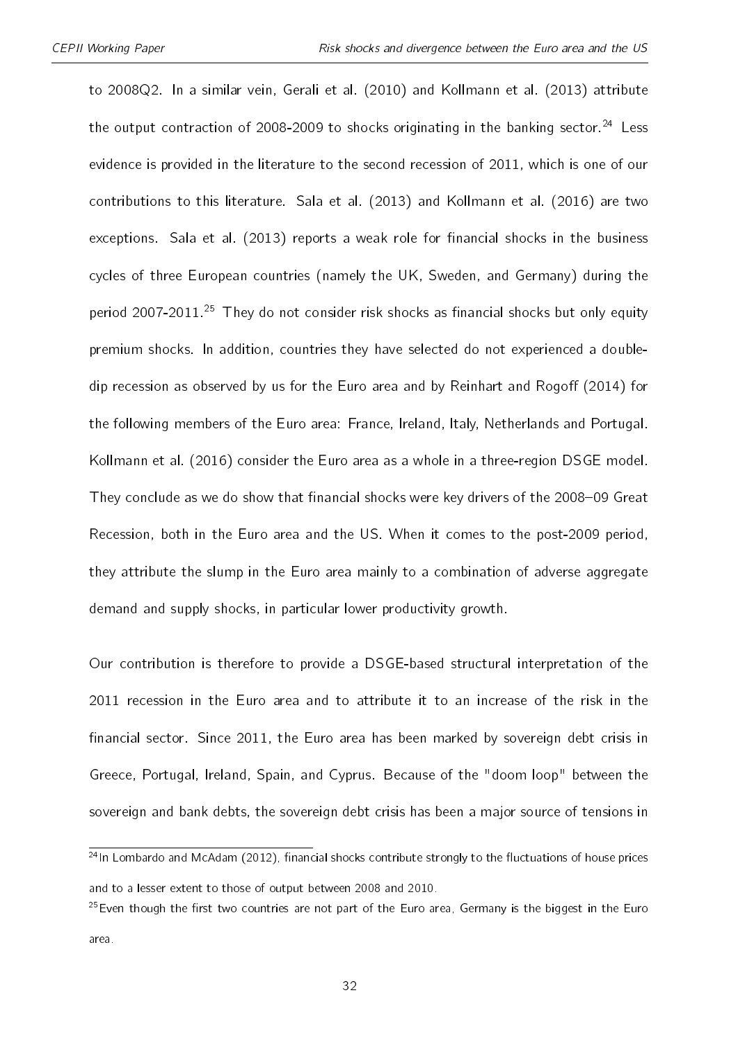to 2008Q2. In a similar vein, Gerali et al. (2010) and Kollmann et al. (2013) attribute the output contraction of 2008-2009 to shocks originating in the banking sector.[24] Less evidence is provided in the literature to the second recession of 2011, which is one of our contributions to this literature. Sala et al. (2013) and Kollmann et al. (2016) are two exceptions. Sala et al. (2013) reports a weak role for financial shocks in the business cycles of three European countries (namely the UK, Sweden, and Germany) during the period 2007-2011.[25] They do not consider risk shocks as financial shocks but only equity premium shocks. In addition, countries they have selected do not experienced a double-dip recession as observed by us for the Euro area and by Reinhart and Rogoff (2014) for the following members of the Euro area: France, Ireland, Italy, Netherlands and Portugal. Kollmann et al. (2016) consider the Euro area as a whole in a three-region DSGE model. They conclude as we do show that financial shocks were key drivers of the 2008–09 Great Recession, both in the Euro area and the US. When it comes to the post-2009 period, they attribute the slump in the Euro area mainly to a combination of adverse aggregate demand and supply shocks, in particular lower productivity growth.

Our contribution is therefore to provide a DSGE-based structural interpretation of the 2011 recession in the Euro area and to attribute it to an increase of the risk in the financial sector. Since 2011, the Euro area has been marked by sovereign debt crisis in Greece, Portugal, Ireland, Spain, and Cyprus. Because of the "doom loop" between the sovereign and bank debts, the sovereign debt crisis has been a major source of tensions in

[24] In Lombardo and McAdam (2012), financial shocks contribute strongly to the fluctuations of house prices and to a lesser extent to those of output between 2008 and 2010.

[25] Even though the first two countries are not part of the Euro area, Germany is the biggest in the Euro area.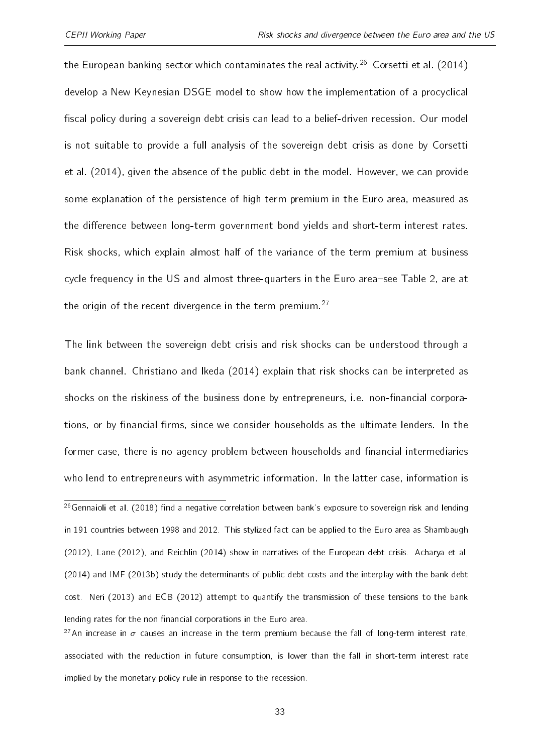the European banking sector which contaminates the real activity.[26] Corsetti et al. (2014) develop a New Keynesian DSGE model to show how the implementation of a procyclical fiscal policy during a sovereign debt crisis can lead to a belief-driven recession. Our model is not suitable to provide a full analysis of the sovereign debt crisis as done by Corsetti et al. (2014), given the absence of the public debt in the model. However, we can provide some explanation of the persistence of high term premium in the Euro area, measured as the difference between long-term government bond yields and short-term interest rates. Risk shocks, which explain almost half of the variance of the term premium at business cycle frequency in the US and almost three-quarters in the Euro area–see Table 2, are at the origin of the recent divergence in the term premium.[27]

The link between the sovereign debt crisis and risk shocks can be understood through a bank channel. Christiano and Ikeda (2014) explain that risk shocks can be interpreted as shocks on the riskiness of the business done by entrepreneurs, i.e. non-financial corporations, or by financial firms, since we consider households as the ultimate lenders. In the former case, there is no agency problem between households and financial intermediaries who lend to entrepreneurs with asymmetric information. In the latter case, information is

[26] Gennaioli et al. (2018) find a negative correlation between bank's exposure to sovereign risk and lending in 191 countries between 1998 and 2012. This stylized fact can be applied to the Euro area as Shambaugh (2012), Lane (2012), and Reichlin (2014) show in narratives of the European debt crisis. Acharya et al. (2014) and IMF (2013b) study the determinants of public debt costs and the interplay with the bank debt cost. Neri (2013) and ECB (2012) attempt to quantify the transmission of these tensions to the bank lending rates for the non financial corporations in the Euro area.

[27] An increase in $\sigma$ causes an increase in the term premium because the fall of long-term interest rate, associated with the reduction in future consumption, is lower than the fall in short-term interest rate implied by the monetary policy rule in response to the recession.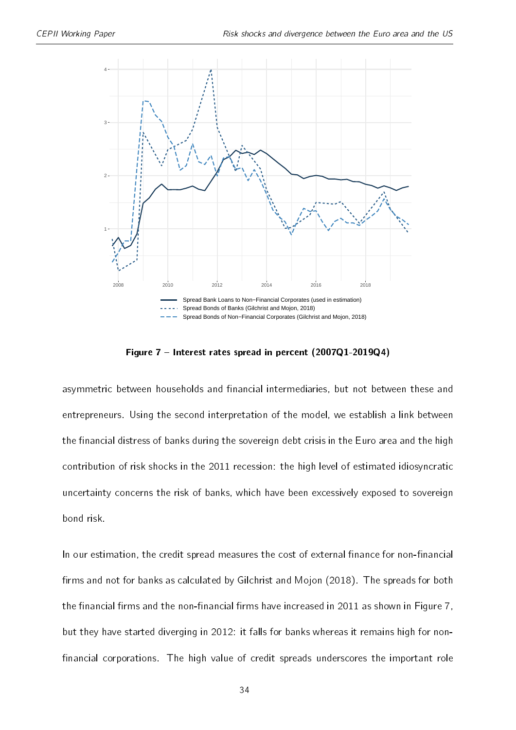**Figure 7 – Interest rates spread in percent (2007Q1-2019Q4)**

asymmetric between households and financial intermediaries, but not between these and entrepreneurs. Using the second interpretation of the model, we establish a link between the financial distress of banks during the sovereign debt crisis in the Euro area and the high contribution of risk shocks in the 2011 recession: the high level of estimated idiosyncratic uncertainty concerns the risk of banks, which have been excessively exposed to sovereign bond risk.

In our estimation, the credit spread measures the cost of external finance for non-financial firms and not for banks as calculated by Gilchrist and Mojon (2018). The spreads for both the financial firms and the non-financial firms have increased in 2011 as shown in Figure 7, but they have started diverging in 2012: it falls for banks whereas it remains high for non-financial corporations. The high value of credit spreads underscores the important role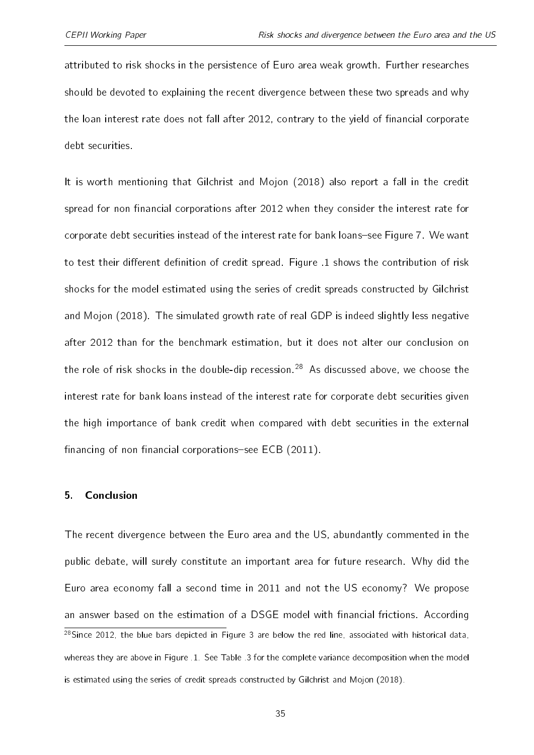attributed to risk shocks in the persistence of Euro area weak growth. Further researches should be devoted to explaining the recent divergence between these two spreads and why the loan interest rate does not fall after 2012, contrary to the yield of financial corporate debt securities.

It is worth mentioning that Gilchrist and Mojon (2018) also report a fall in the credit spread for non financial corporations after 2012 when they consider the interest rate for corporate debt securities instead of the interest rate for bank loans–see Figure 7. We want to test their different definition of credit spread. Figure .1 shows the contribution of risk shocks for the model estimated using the series of credit spreads constructed by Gilchrist and Mojon (2018). The simulated growth rate of real GDP is indeed slightly less negative after 2012 than for the benchmark estimation, but it does not alter our conclusion on the role of risk shocks in the double-dip recession.[28] As discussed above, we choose the interest rate for bank loans instead of the interest rate for corporate debt securities given the high importance of bank credit when compared with debt securities in the external financing of non financial corporations–see ECB (2011).

## 5. Conclusion

The recent divergence between the Euro area and the US, abundantly commented in the public debate, will surely constitute an important area for future research. Why did the Euro area economy fall a second time in 2011 and not the US economy? We propose an answer based on the estimation of a DSGE model with financial frictions. According

[28] Since 2012, the blue bars depicted in Figure 3 are below the red line, associated with historical data, whereas they are above in Figure .1. See Table .3 for the complete variance decomposition when the model is estimated using the series of credit spreads constructed by Gilchrist and Mojon (2018).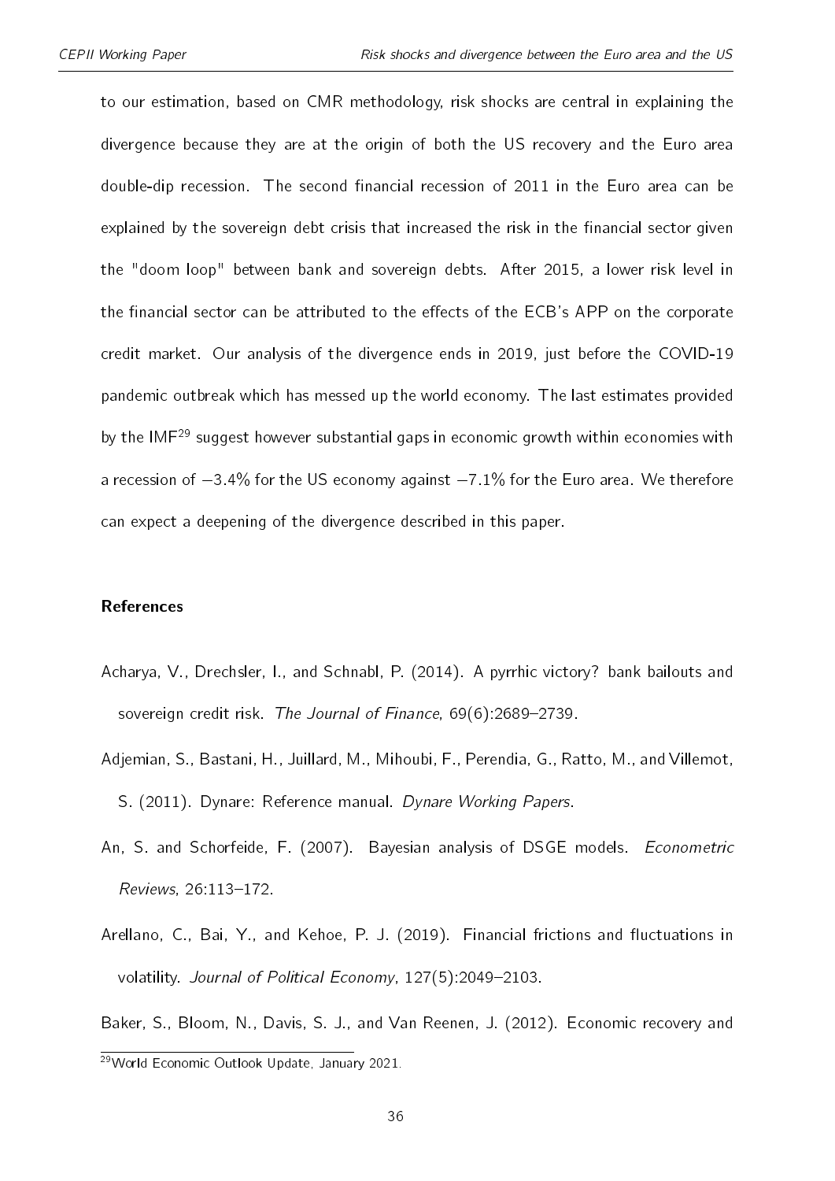to our estimation, based on CMR methodology, risk shocks are central in explaining the divergence because they are at the origin of both the US recovery and the Euro area double-dip recession. The second financial recession of 2011 in the Euro area can be explained by the sovereign debt crisis that increased the risk in the financial sector given the "doom loop" between bank and sovereign debts. After 2015, a lower risk level in the financial sector can be attributed to the effects of the ECB's APP on the corporate credit market. Our analysis of the divergence ends in 2019, just before the COVID-19 pandemic outbreak which has messed up the world economy. The last estimates provided by the IMF[29] suggest however substantial gaps in economic growth within economies with a recession of −3.4% for the US economy against −7.1% for the Euro area. We therefore can expect a deepening of the divergence described in this paper.

## References

Acharya, V., Drechsler, I., and Schnabl, P. (2014). A pyrrhic victory? bank bailouts and sovereign credit risk. *The Journal of Finance*, 69(6):2689–2739.

Adjemian, S., Bastani, H., Juillard, M., Mihoubi, F., Perendia, G., Ratto, M., and Villemot, S. (2011). Dynare: Reference manual. *Dynare Working Papers*.

An, S. and Schorfeide, F. (2007). Bayesian analysis of DSGE models. *Econometric Reviews*, 26:113–172.

Arellano, C., Bai, Y., and Kehoe, P. J. (2019). Financial frictions and fluctuations in volatility. *Journal of Political Economy*, 127(5):2049–2103.

Baker, S., Bloom, N., Davis, S. J., and Van Reenen, J. (2012). Economic recovery and

[29] World Economic Outlook Update, January 2021.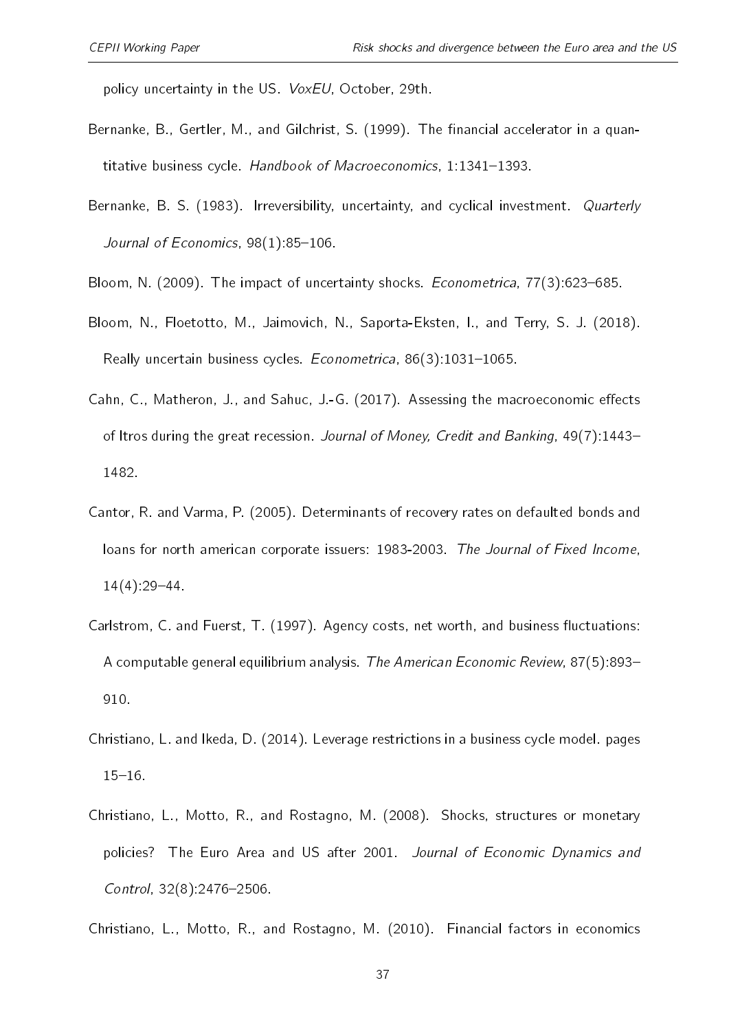policy uncertainty in the US. *VoxEU*, October, 29th.

Bernanke, B., Gertler, M., and Gilchrist, S. (1999). The financial accelerator in a quantitative business cycle. *Handbook of Macroeconomics*, 1:1341–1393.

Bernanke, B. S. (1983). Irreversibility, uncertainty, and cyclical investment. *Quarterly Journal of Economics*, 98(1):85–106.

Bloom, N. (2009). The impact of uncertainty shocks. *Econometrica*, 77(3):623–685.

Bloom, N., Floetotto, M., Jaimovich, N., Saporta-Eksten, I., and Terry, S. J. (2018). Really uncertain business cycles. *Econometrica*, 86(3):1031–1065.

Cahn, C., Matheron, J., and Sahuc, J.-G. (2017). Assessing the macroeconomic effects of ltros during the great recession. *Journal of Money, Credit and Banking*, 49(7):1443–1482.

Cantor, R. and Varma, P. (2005). Determinants of recovery rates on defaulted bonds and loans for north american corporate issuers: 1983-2003. *The Journal of Fixed Income*, 14(4):29–44.

Carlstrom, C. and Fuerst, T. (1997). Agency costs, net worth, and business fluctuations: A computable general equilibrium analysis. *The American Economic Review*, 87(5):893–910.

Christiano, L. and Ikeda, D. (2014). Leverage restrictions in a business cycle model. pages 15–16.

Christiano, L., Motto, R., and Rostagno, M. (2008). Shocks, structures or monetary policies? The Euro Area and US after 2001. *Journal of Economic Dynamics and Control*, 32(8):2476–2506.

Christiano, L., Motto, R., and Rostagno, M. (2010). Financial factors in economics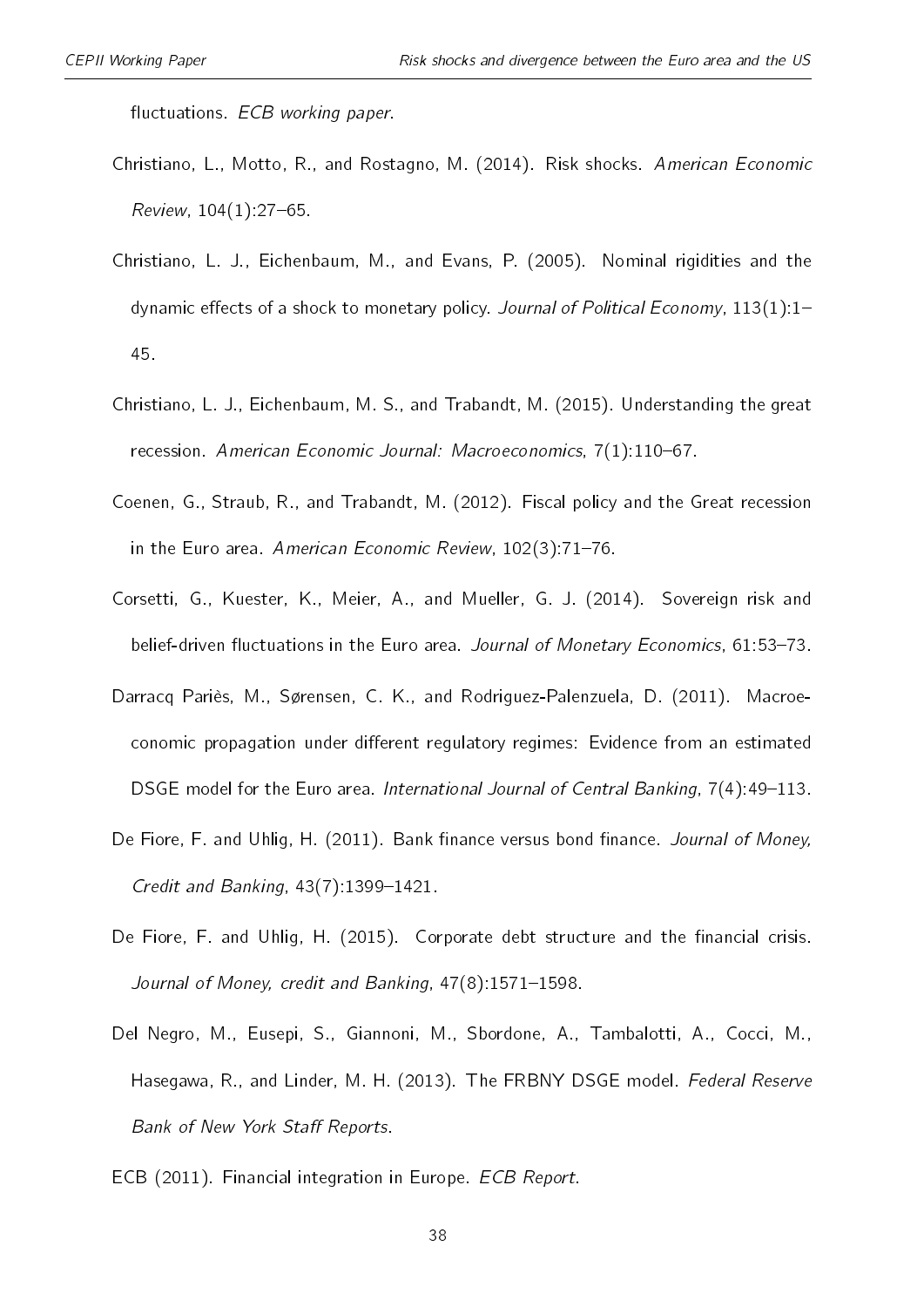fluctuations. *ECB working paper.*

Christiano, L., Motto, R., and Rostagno, M. (2014). Risk shocks. *American Economic Review*, 104(1):27–65.

Christiano, L. J., Eichenbaum, M., and Evans, P. (2005). Nominal rigidities and the dynamic effects of a shock to monetary policy. *Journal of Political Economy*, 113(1):1–45.

Christiano, L. J., Eichenbaum, M. S., and Trabandt, M. (2015). Understanding the great recession. *American Economic Journal: Macroeconomics*, 7(1):110–67.

Coenen, G., Straub, R., and Trabandt, M. (2012). Fiscal policy and the Great recession in the Euro area. *American Economic Review*, 102(3):71–76.

Corsetti, G., Kuester, K., Meier, A., and Mueller, G. J. (2014). Sovereign risk and belief-driven fluctuations in the Euro area. *Journal of Monetary Economics*, 61:53–73.

Darracq Pariès, M., Sørensen, C. K., and Rodriguez-Palenzuela, D. (2011). Macroeconomic propagation under different regulatory regimes: Evidence from an estimated DSGE model for the Euro area. *International Journal of Central Banking*, 7(4):49–113.

De Fiore, F. and Uhlig, H. (2011). Bank finance versus bond finance. *Journal of Money, Credit and Banking*, 43(7):1399–1421.

De Fiore, F. and Uhlig, H. (2015). Corporate debt structure and the financial crisis. *Journal of Money, credit and Banking*, 47(8):1571–1598.

Del Negro, M., Eusepi, S., Giannoni, M., Sbordone, A., Tambalotti, A., Cocci, M., Hasegawa, R., and Linder, M. H. (2013). The FRBNY DSGE model. *Federal Reserve Bank of New York Staff Reports.*

ECB (2011). Financial integration in Europe. *ECB Report.*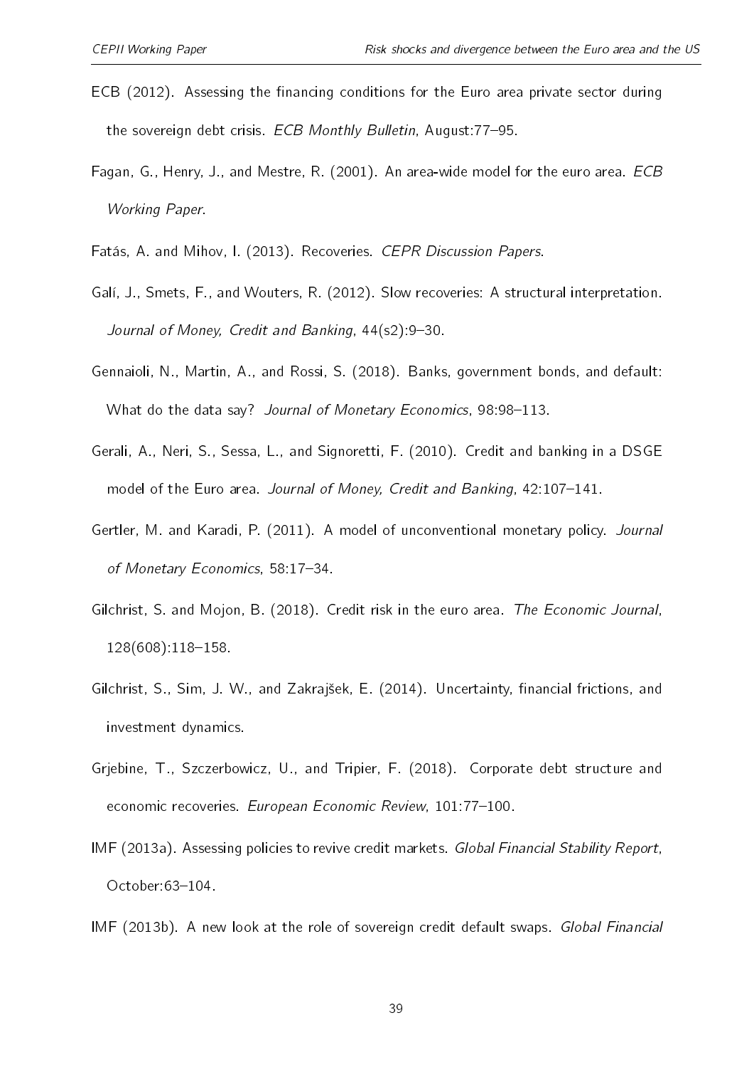ECB (2012). Assessing the financing conditions for the Euro area private sector during the sovereign debt crisis. *ECB Monthly Bulletin*, August:77–95.

Fagan, G., Henry, J., and Mestre, R. (2001). An area-wide model for the euro area. *ECB Working Paper*.

Fatás, A. and Mihov, I. (2013). Recoveries. *CEPR Discussion Papers*.

Galí, J., Smets, F., and Wouters, R. (2012). Slow recoveries: A structural interpretation. *Journal of Money, Credit and Banking*, 44(s2):9–30.

Gennaioli, N., Martin, A., and Rossi, S. (2018). Banks, government bonds, and default: What do the data say? *Journal of Monetary Economics*, 98:98–113.

Gerali, A., Neri, S., Sessa, L., and Signoretti, F. (2010). Credit and banking in a DSGE model of the Euro area. *Journal of Money, Credit and Banking*, 42:107–141.

Gertler, M. and Karadi, P. (2011). A model of unconventional monetary policy. *Journal of Monetary Economics*, 58:17–34.

Gilchrist, S. and Mojon, B. (2018). Credit risk in the euro area. *The Economic Journal*, 128(608):118–158.

Gilchrist, S., Sim, J. W., and Zakrajšek, E. (2014). Uncertainty, financial frictions, and investment dynamics.

Grjebine, T., Szczerbowicz, U., and Tripier, F. (2018). Corporate debt structure and economic recoveries. *European Economic Review*, 101:77–100.

IMF (2013a). Assessing policies to revive credit markets. *Global Financial Stability Report*, October:63–104.

IMF (2013b). A new look at the role of sovereign credit default swaps. *Global Financial*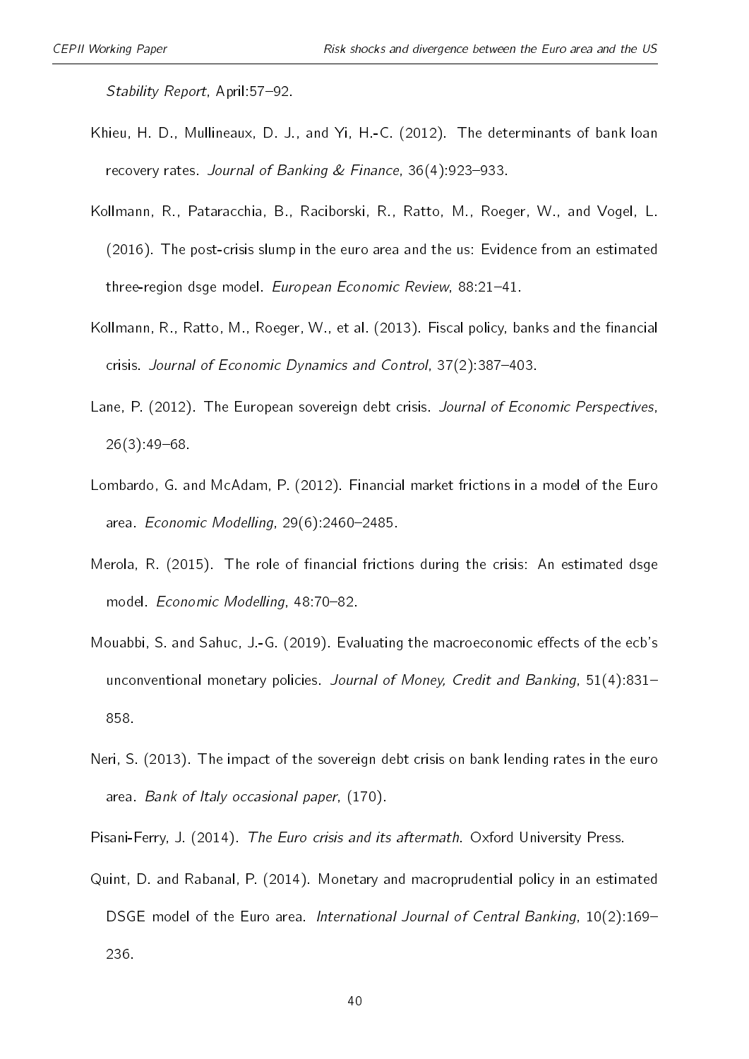*Stability Report*, April:57–92.

Khieu, H. D., Mullineaux, D. J., and Yi, H.-C. (2012). The determinants of bank loan recovery rates. *Journal of Banking & Finance*, 36(4):923–933.

Kollmann, R., Pataracchia, B., Raciborski, R., Ratto, M., Roeger, W., and Vogel, L. (2016). The post-crisis slump in the euro area and the us: Evidence from an estimated three-region dsge model. *European Economic Review*, 88:21–41.

Kollmann, R., Ratto, M., Roeger, W., et al. (2013). Fiscal policy, banks and the financial crisis. *Journal of Economic Dynamics and Control*, 37(2):387–403.

Lane, P. (2012). The European sovereign debt crisis. *Journal of Economic Perspectives*, 26(3):49–68.

Lombardo, G. and McAdam, P. (2012). Financial market frictions in a model of the Euro area. *Economic Modelling*, 29(6):2460–2485.

Merola, R. (2015). The role of financial frictions during the crisis: An estimated dsge model. *Economic Modelling*, 48:70–82.

Mouabbi, S. and Sahuc, J.-G. (2019). Evaluating the macroeconomic effects of the ecb's unconventional monetary policies. *Journal of Money, Credit and Banking*, 51(4):831–858.

Neri, S. (2013). The impact of the sovereign debt crisis on bank lending rates in the euro area. *Bank of Italy occasional paper*, (170).

Pisani-Ferry, J. (2014). *The Euro crisis and its aftermath*. Oxford University Press.

Quint, D. and Rabanal, P. (2014). Monetary and macroprudential policy in an estimated DSGE model of the Euro area. *International Journal of Central Banking*, 10(2):169–236.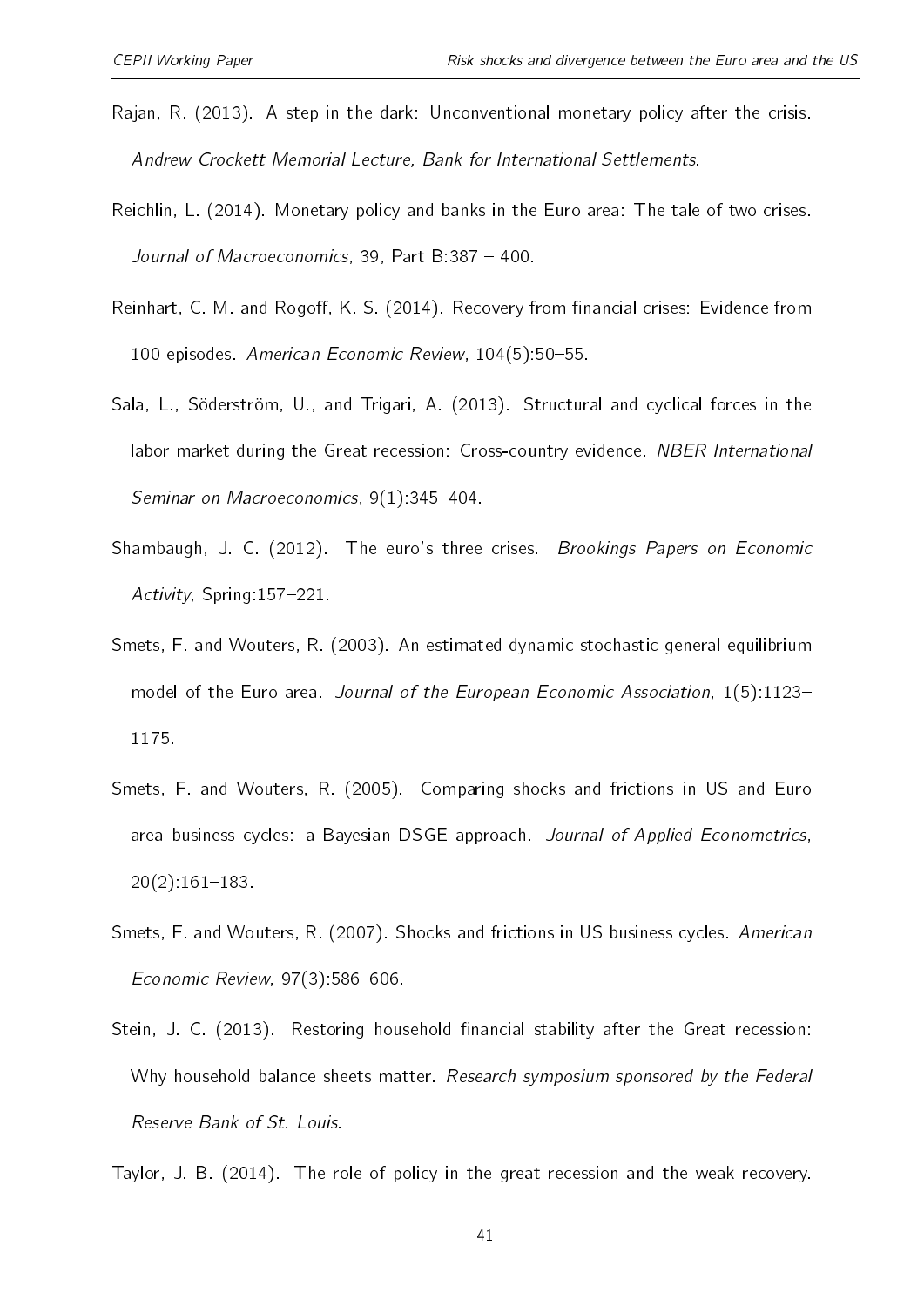Rajan, R. (2013). A step in the dark: Unconventional monetary policy after the crisis. *Andrew Crockett Memorial Lecture, Bank for International Settlements*.

Reichlin, L. (2014). Monetary policy and banks in the Euro area: The tale of two crises. *Journal of Macroeconomics*, 39, Part B:387 – 400.

Reinhart, C. M. and Rogoff, K. S. (2014). Recovery from financial crises: Evidence from 100 episodes. *American Economic Review*, 104(5):50–55.

Sala, L., Söderström, U., and Trigari, A. (2013). Structural and cyclical forces in the labor market during the Great recession: Cross-country evidence. *NBER International Seminar on Macroeconomics*, 9(1):345–404.

Shambaugh, J. C. (2012). The euro's three crises. *Brookings Papers on Economic Activity*, Spring:157–221.

Smets, F. and Wouters, R. (2003). An estimated dynamic stochastic general equilibrium model of the Euro area. *Journal of the European Economic Association*, 1(5):1123–1175.

Smets, F. and Wouters, R. (2005). Comparing shocks and frictions in US and Euro area business cycles: a Bayesian DSGE approach. *Journal of Applied Econometrics*, 20(2):161–183.

Smets, F. and Wouters, R. (2007). Shocks and frictions in US business cycles. *American Economic Review*, 97(3):586–606.

Stein, J. C. (2013). Restoring household financial stability after the Great recession: Why household balance sheets matter. *Research symposium sponsored by the Federal Reserve Bank of St. Louis*.

Taylor, J. B. (2014). The role of policy in the great recession and the weak recovery.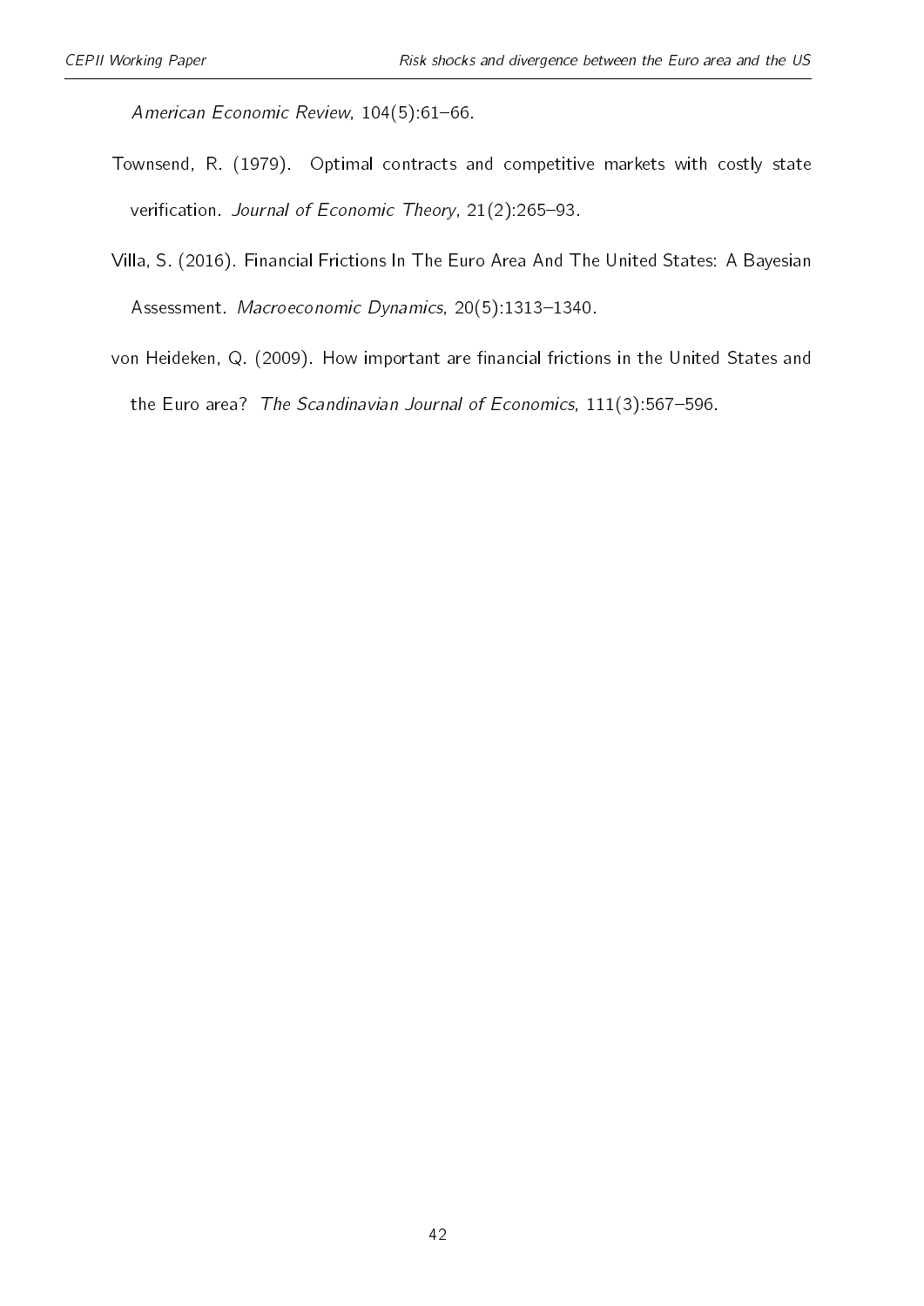*American Economic Review*, 104(5):61–66.

Townsend, R. (1979). Optimal contracts and competitive markets with costly state verification. *Journal of Economic Theory*, 21(2):265–93.

Villa, S. (2016). Financial Frictions In The Euro Area And The United States: A Bayesian Assessment. *Macroeconomic Dynamics*, 20(5):1313–1340.

von Heideken, Q. (2009). How important are financial frictions in the United States and the Euro area? *The Scandinavian Journal of Economics*, 111(3):567–596.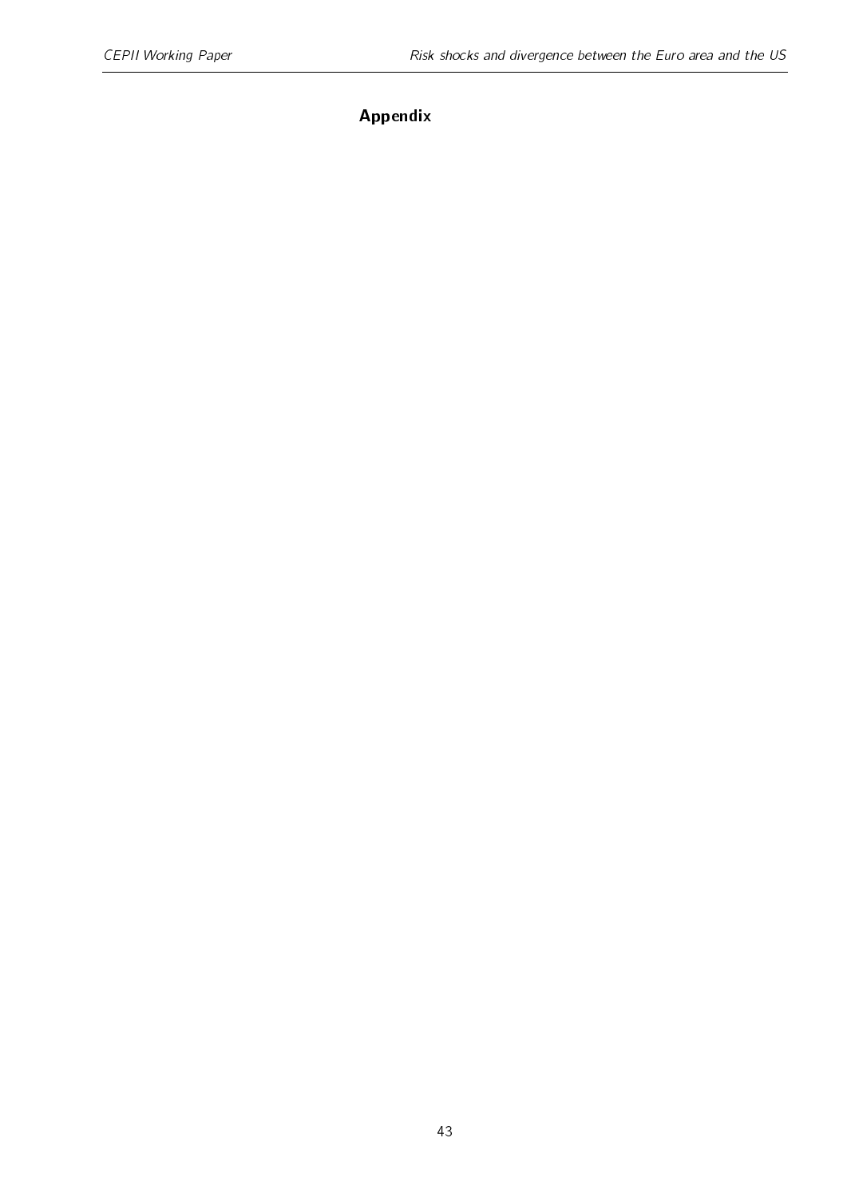# Appendix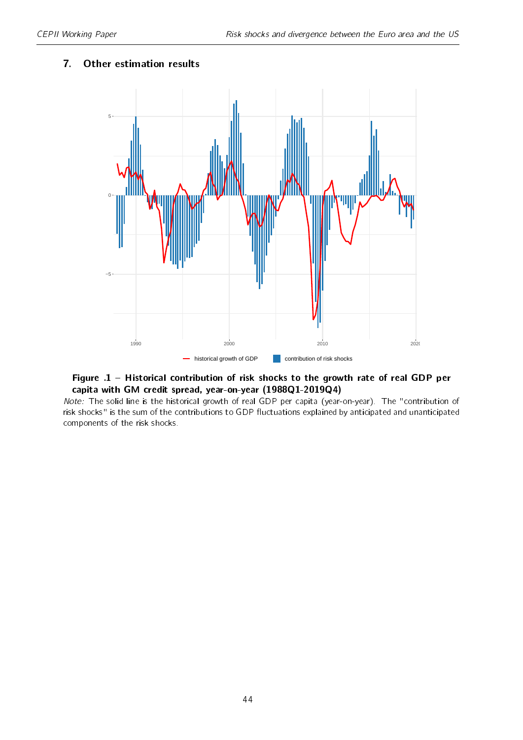## 7. Other estimation results

**Figure .1 – Historical contribution of risk shocks to the growth rate of real GDP per capita with GM credit spread, year-on-year (1988Q1-2019Q4)**

*Note:* The solid line is the historical growth of real GDP per capita (year-on-year). The "contribution of risk shocks" is the sum of the contributions to GDP fluctuations explained by anticipated and unanticipated components of the risk shocks.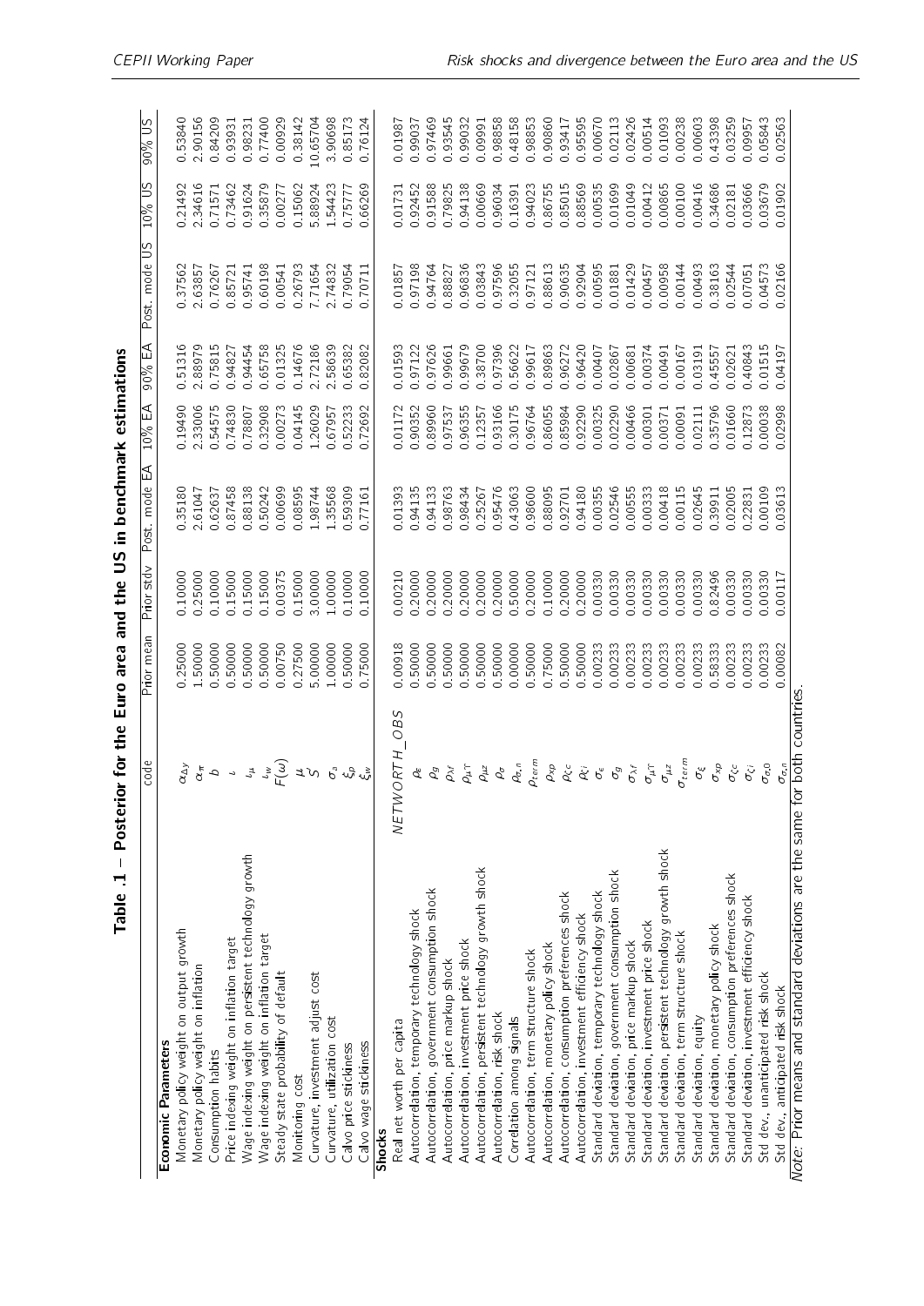**Table .1 – Posterior for the Euro area and the US in benchmark estimations**

| | code | Prior mean | Prior stdv | Post. mode EA | 10% EA | 90% EA | Post. mode US | 10% US | 90% US |
|---|---|---|---|---|---|---|---|---|---|
| **Economic Parameters** | | | | | | | | | |
| Monetary policy weight on output growth | $\alpha_{\Delta y}$ | 0.25000 | 0.10000 | 0.35180 | 0.19490 | 0.51316 | 0.37562 | 0.21492 | 0.53840 |
| Monetary policy weight on inflation | $\alpha_{\pi}$ | 1.50000 | 0.25000 | 2.61047 | 2.33006 | 2.88979 | 2.63857 | 2.34616 | 2.90156 |
| Consumption habits | $b$ | 0.50000 | 0.10000 | 0.62637 | 0.54575 | 0.75815 | 0.76267 | 0.71571 | 0.84209 |
| Price indexing weight on inflation target | $\iota$ | 0.50000 | 0.15000 | 0.87458 | 0.74830 | 0.94827 | 0.85721 | 0.73462 | 0.93931 |
| Wage indexing weight on persistent technology growth | $\iota_{\mu}$ | 0.50000 | 0.15000 | 0.88138 | 0.78807 | 0.94454 | 0.95741 | 0.91624 | 0.98231 |
| Wage indexing weight on inflation target | $\iota_{w}$ | 0.50000 | 0.15000 | 0.50242 | 0.32908 | 0.65758 | 0.60198 | 0.35879 | 0.77400 |
| Steady state probability of default | $F(\omega)$ | 0.00750 | 0.00375 | 0.00699 | 0.00273 | 0.01325 | 0.00541 | 0.00277 | 0.00929 |
| Monitoring cost | $\mu$ | 0.27500 | 0.15000 | 0.08595 | 0.04145 | 0.14676 | 0.26793 | 0.15062 | 0.38142 |
| Curvature, investment adjust cost | $S''$ | 5.00000 | 3.00000 | 1.98744 | 1.26029 | 2.72186 | 7.71654 | 5.88924 | 10.65704 |
| Curvature, utilization cost | $\sigma_{a}$ | 1.00000 | 1.00000 | 1.35568 | 0.67957 | 2.58639 | 2.74832 | 1.54423 | 3.90698 |
| Calvo price stickiness | $\xi_{p}$ | 0.50000 | 0.10000 | 0.59309 | 0.52233 | 0.65382 | 0.79054 | 0.75777 | 0.85173 |
| Calvo wage stickiness | $\xi_{w}$ | 0.75000 | 0.10000 | 0.77161 | 0.72692 | 0.82082 | 0.70711 | 0.66269 | 0.76124 |
| **Shocks** | | | | | | | | | |
| Real net worth per capita | $NETWORTH\_OBS$ | 0.00918 | 0.00210 | 0.01393 | 0.01172 | 0.01593 | 0.01857 | 0.01731 | 0.01987 |
| Autocorrelation, temporary technology shock | $\rho_{\epsilon}$ | 0.50000 | 0.20000 | 0.94135 | 0.90352 | 0.97122 | 0.97198 | 0.92452 | 0.99037 |
| Autocorrelation, government consumption shock | $\rho_{g}$ | 0.50000 | 0.20000 | 0.94133 | 0.89960 | 0.97626 | 0.94764 | 0.91588 | 0.97469 |
| Autocorrelation, price markup shock | $\rho_{\lambda f}$ | 0.50000 | 0.20000 | 0.98763 | 0.97537 | 0.99661 | 0.88827 | 0.79825 | 0.93545 |
| Autocorrelation, investment price shock | $\rho_{\mu\Upsilon}$ | 0.50000 | 0.20000 | 0.98434 | 0.96355 | 0.99679 | 0.96836 | 0.94138 | 0.99032 |
| Autocorrelation, persistent technology growth shock | $\rho_{\mu z}$ | 0.50000 | 0.20000 | 0.25267 | 0.12357 | 0.38700 | 0.03843 | 0.00669 | 0.09991 |
| Autocorrelation, risk shock | $\rho_{\sigma}$ | 0.50000 | 0.20000 | 0.95476 | 0.93166 | 0.97396 | 0.97596 | 0.96034 | 0.98858 |
| Correlation among signals | $\rho_{\sigma,n}$ | 0.00000 | 0.50000 | 0.43063 | 0.30175 | 0.56622 | 0.32055 | 0.16391 | 0.48158 |
| Autocorrelation, term structure shock | $\rho_{term}$ | 0.50000 | 0.20000 | 0.98600 | 0.96764 | 0.99617 | 0.97121 | 0.94023 | 0.98853 |
| Autocorrelation, monetary policy shock | $\rho_{xp}$ | 0.75000 | 0.10000 | 0.88095 | 0.86055 | 0.89863 | 0.88613 | 0.86755 | 0.90860 |
| Autocorrelation, consumption preferences shock | $\rho_{\zeta c}$ | 0.50000 | 0.20000 | 0.92701 | 0.85984 | 0.96272 | 0.90635 | 0.85015 | 0.93417 |
| Autocorrelation, investment efficiency shock | $\rho_{\zeta i}$ | 0.50000 | 0.20000 | 0.94180 | 0.92290 | 0.96420 | 0.92904 | 0.88569 | 0.95595 |
| Standard deviation, temporary technology shock | $\sigma_{\epsilon}$ | 0.00233 | 0.00330 | 0.00355 | 0.00325 | 0.00407 | 0.00595 | 0.00535 | 0.00670 |
| Standard deviation, government consumption shock | $\sigma_{g}$ | 0.00233 | 0.00330 | 0.02546 | 0.02290 | 0.02867 | 0.01881 | 0.01699 | 0.02113 |
| Standard deviation, price markup shock | $\sigma_{\lambda f}$ | 0.00233 | 0.00330 | 0.00555 | 0.00466 | 0.00681 | 0.01429 | 0.01049 | 0.02426 |
| Standard deviation, investment price shock | $\sigma_{\mu\Upsilon}$ | 0.00233 | 0.00330 | 0.00333 | 0.00301 | 0.00374 | 0.00457 | 0.00412 | 0.00514 |
| Standard deviation, persistent technology growth shock | $\sigma_{\mu z}$ | 0.00233 | 0.00330 | 0.00418 | 0.00371 | 0.00491 | 0.00958 | 0.00865 | 0.01093 |
| Standard deviation, term structure shock | $\sigma_{term}$ | 0.00233 | 0.00330 | 0.00115 | 0.00091 | 0.00167 | 0.00144 | 0.00100 | 0.00238 |
| Standard deviation, equity | $\sigma_{\xi}$ | 0.00233 | 0.00330 | 0.02645 | 0.02111 | 0.03191 | 0.00493 | 0.00416 | 0.00603 |
| Standard deviation, monetary policy shock | $\sigma_{xp}$ | 0.58333 | 0.82496 | 0.39911 | 0.35796 | 0.45557 | 0.38163 | 0.34686 | 0.43398 |
| Standard deviation, consumption preferences shock | $\sigma_{\zeta c}$ | 0.00233 | 0.00330 | 0.02005 | 0.01660 | 0.02621 | 0.02544 | 0.02181 | 0.03259 |
| Standard deviation, investment efficiency shock | $\sigma_{\zeta i}$ | 0.00233 | 0.00330 | 0.22831 | 0.12873 | 0.40843 | 0.07051 | 0.03666 | 0.09957 |
| Std dev., unanticipated risk shock | $\sigma_{\sigma,0}$ | 0.00233 | 0.00330 | 0.00109 | 0.00038 | 0.01515 | 0.04573 | 0.03679 | 0.05843 |
| Std dev., anticipated risk shock | $\sigma_{\sigma,n}$ | 0.00082 | 0.00117 | 0.03613 | 0.02998 | 0.04197 | 0.02166 | 0.01902 | 0.02563 |

*Note:* Prior means and standard deviations are the same for both countries.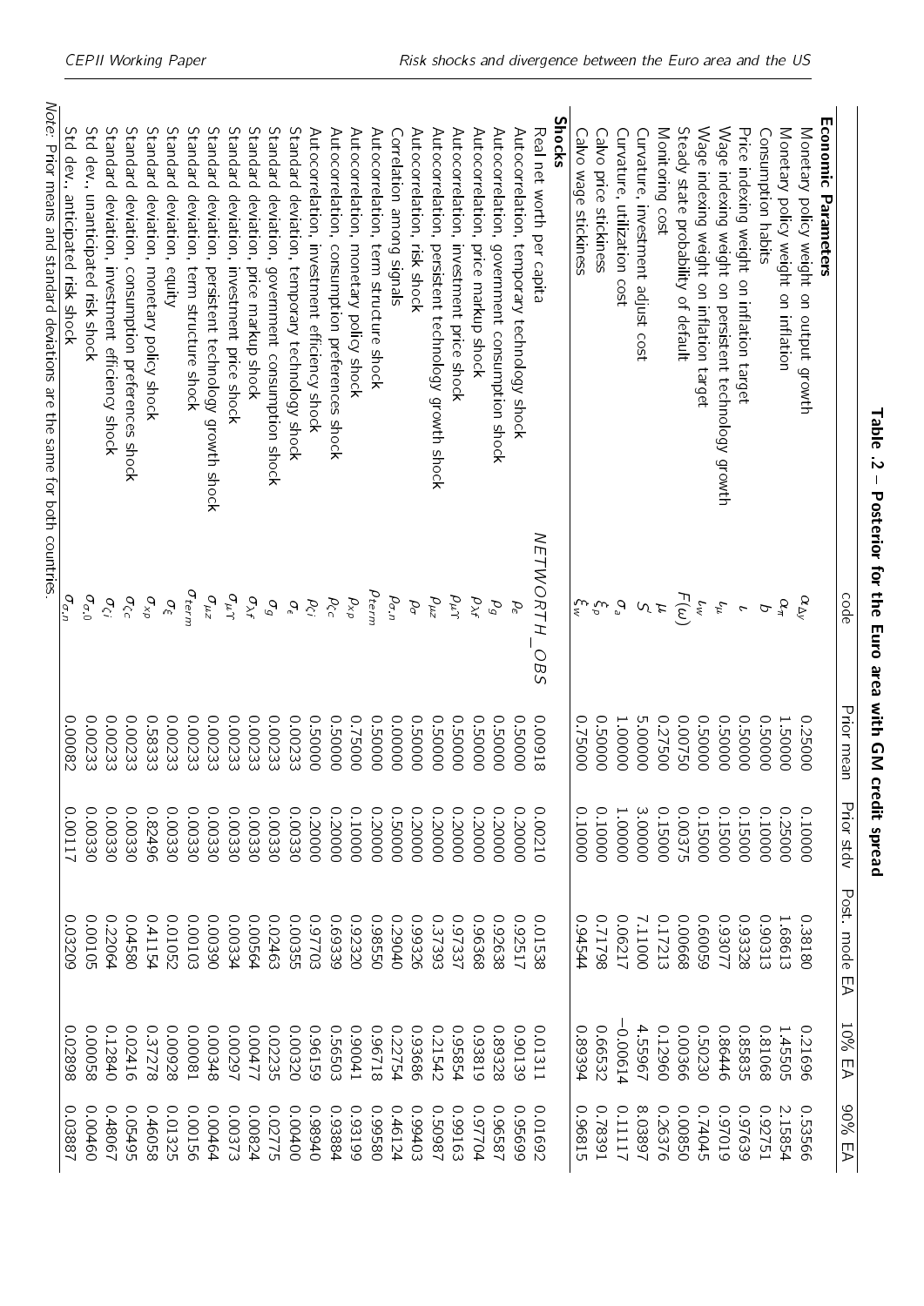**Table .2 – Posterior for the Euro area with GM credit spread**

| | code | Prior mean | Prior stdv | Post. mode EA | 10% EA | 90% EA |
|---|---|---|---|---|---|---|
| **Economic Parameters** | | | | | | |
| Monetary policy weight on output growth | $\alpha_{\Delta y}$ | 0.25000 | 0.10000 | 0.38180 | 0.21696 | 0.53566 |
| Monetary policy weight on inflation | $\alpha_\pi$ | 1.50000 | 0.25000 | 1.68613 | 1.45505 | 2.15854 |
| Consumption habits | $b$ | 0.50000 | 0.10000 | 0.90313 | 0.81068 | 0.92751 |
| Price indexing weight on inflation target | $\iota$ | 0.50000 | 0.15000 | 0.93328 | 0.85835 | 0.97639 |
| Wage indexing weight on persistent technology growth | $\iota_\mu$ | 0.50000 | 0.15000 | 0.93077 | 0.86446 | 0.97019 |
| Wage indexing weight on inflation target | $\iota_w$ | 0.50000 | 0.15000 | 0.60059 | 0.50230 | 0.74045 |
| Steady state probability of default | $F(\omega)$ | 0.00750 | 0.00375 | 0.00668 | 0.00366 | 0.00850 |
| Monitoring cost | $\mu$ | 0.27500 | 0.15000 | 0.17213 | 0.12960 | 0.26376 |
| Curvature, investment adjust cost | $S''$ | 5.00000 | 3.00000 | 7.11000 | 4.55967 | 8.03897 |
| Curvature, utilization cost | $\sigma_a$ | 1.00000 | 1.00000 | 0.06217 | −0.00614 | 0.11117 |
| Calvo price stickiness | $\xi_p$ | 0.50000 | 0.10000 | 0.71798 | 0.66532 | 0.78391 |
| Calvo wage stickiness | $\xi_w$ | 0.75000 | 0.10000 | 0.94544 | 0.89964 | 0.96815 |
| **Shocks** | | | | | | |
| Real net worth per capita | *NETWORTH_OBS* | 0.00918 | 0.00210 | 0.01538 | 0.01311 | 0.01692 |
| Autocorrelation, temporary technology shock | $\rho_\epsilon$ | 0.50000 | 0.20000 | 0.92517 | 0.90139 | 0.95699 |
| Autocorrelation, government consumption shock | $\rho_g$ | 0.50000 | 0.20000 | 0.92638 | 0.89328 | 0.96587 |
| Autocorrelation, price markup shock | $\rho_{\lambda f}$ | 0.50000 | 0.20000 | 0.96368 | 0.93819 | 0.97704 |
| Autocorrelation, investment price shock | $\rho_{\mu\Upsilon}$ | 0.50000 | 0.20000 | 0.97337 | 0.95854 | 0.99163 |
| Autocorrelation, persistent technology growth shock | $\rho_{\mu z}$ | 0.50000 | 0.20000 | 0.37393 | 0.21542 | 0.50987 |
| Autocorrelation, risk shock | $\rho_\sigma$ | 0.50000 | 0.20000 | 0.99326 | 0.93686 | 0.99403 |
| Correlation among signals | $\rho_{\sigma,n}$ | 0.00000 | 0.50000 | 0.29040 | 0.22754 | 0.46124 |
| Autocorrelation, term structure shock | $\rho_{term}$ | 0.50000 | 0.20000 | 0.98550 | 0.96718 | 0.99580 |
| Autocorrelation, monetary policy shock | $\rho_{xp}$ | 0.75000 | 0.10000 | 0.92320 | 0.90041 | 0.93199 |
| Autocorrelation, consumption preferences shock | $\rho_{\zeta c}$ | 0.50000 | 0.20000 | 0.69339 | 0.56503 | 0.93884 |
| Autocorrelation, investment efficiency shock | $\rho_{\zeta i}$ | 0.50000 | 0.20000 | 0.97703 | 0.96159 | 0.98940 |
| Standard deviation, temporary technology shock | $\sigma_\epsilon$ | 0.00233 | 0.00330 | 0.00355 | 0.00320 | 0.00400 |
| Standard deviation, government consumption shock | $\sigma_g$ | 0.00233 | 0.00330 | 0.02463 | 0.02235 | 0.02775 |
| Standard deviation, price markup shock | $\sigma_{\lambda f}$ | 0.00233 | 0.00330 | 0.00564 | 0.00477 | 0.00824 |
| Standard deviation, investment price shock | $\sigma_{\mu\Upsilon}$ | 0.00233 | 0.00330 | 0.00334 | 0.00297 | 0.00373 |
| Standard deviation, persistent technology growth shock | $\sigma_{\mu z}$ | 0.00233 | 0.00330 | 0.00390 | 0.00348 | 0.00464 |
| Standard deviation, term structure shock | $\sigma_{term}$ | 0.00233 | 0.00330 | 0.00103 | 0.00081 | 0.00156 |
| Standard deviation, equity | $\sigma_\xi$ | 0.00233 | 0.00330 | 0.01052 | 0.00928 | 0.01325 |
| Standard deviation, monetary policy shock | $\sigma_{xp}$ | 0.58333 | 0.82496 | 0.41154 | 0.37278 | 0.46058 |
| Standard deviation, consumption preferences shock | $\sigma_{\zeta c}$ | 0.00233 | 0.00330 | 0.04580 | 0.02416 | 0.05495 |
| Standard deviation, investment efficiency shock | $\sigma_{\zeta i}$ | 0.00233 | 0.00330 | 0.22064 | 0.12840 | 0.48067 |
| Std dev., unanticipated risk shock | $\sigma_{\sigma,0}$ | 0.00233 | 0.00330 | 0.00105 | 0.00058 | 0.00460 |
| Std dev., anticipated risk shock | $\sigma_{\sigma,n}$ | 0.00082 | 0.00117 | 0.03209 | 0.02898 | 0.03887 |

*Note*: Prior means and standard deviations are the same for both countries.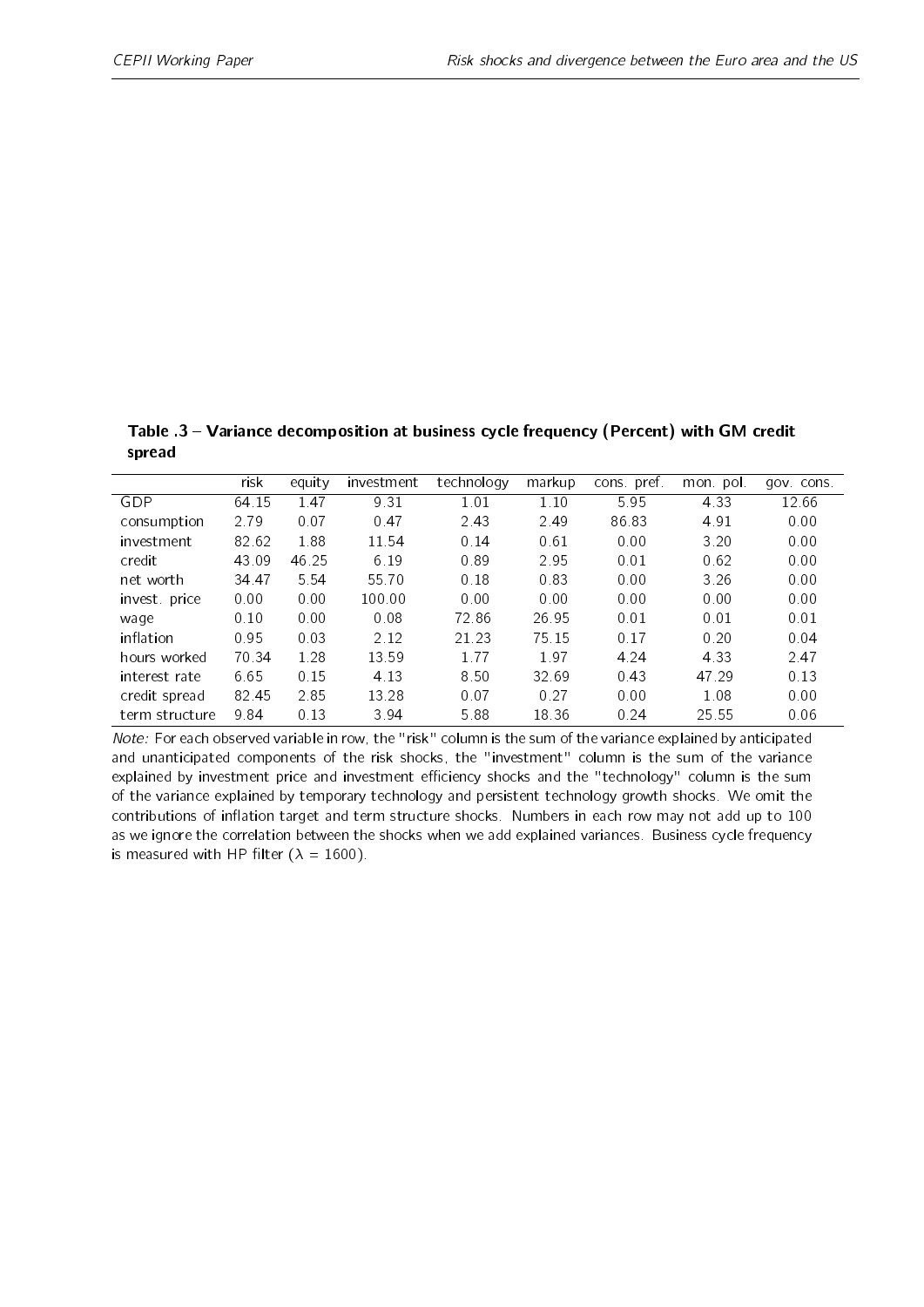**Table .3 – Variance decomposition at business cycle frequency (Percent) with GM credit spread**

| | risk | equity | investment | technology | markup | cons. pref. | mon. pol. | gov. cons. |
|---|---|---|---|---|---|---|---|---|
| GDP | 64.15 | 1.47 | 9.31 | 1.01 | 1.10 | 5.95 | 4.33 | 12.66 |
| consumption | 2.79 | 0.07 | 0.47 | 2.43 | 2.49 | 86.83 | 4.91 | 0.00 |
| investment | 82.62 | 1.88 | 11.54 | 0.14 | 0.61 | 0.00 | 3.20 | 0.00 |
| credit | 43.09 | 46.25 | 6.19 | 0.89 | 2.95 | 0.01 | 0.62 | 0.00 |
| net worth | 34.47 | 5.54 | 55.70 | 0.18 | 0.83 | 0.00 | 3.26 | 0.00 |
| invest. price | 0.00 | 0.00 | 100.00 | 0.00 | 0.00 | 0.00 | 0.00 | 0.00 |
| wage | 0.10 | 0.00 | 0.08 | 72.86 | 26.95 | 0.01 | 0.01 | 0.01 |
| inflation | 0.95 | 0.03 | 2.12 | 21.23 | 75.15 | 0.17 | 0.20 | 0.04 |
| hours worked | 70.34 | 1.28 | 13.59 | 1.77 | 1.97 | 4.24 | 4.33 | 2.47 |
| interest rate | 6.65 | 0.15 | 4.13 | 8.50 | 32.69 | 0.43 | 47.29 | 0.13 |
| credit spread | 82.45 | 2.85 | 13.28 | 0.07 | 0.27 | 0.00 | 1.08 | 0.00 |
| term structure | 9.84 | 0.13 | 3.94 | 5.88 | 18.36 | 0.24 | 25.55 | 0.06 |

*Note:* For each observed variable in row, the "risk" column is the sum of the variance explained by anticipated and unanticipated components of the risk shocks, the "investment" column is the sum of the variance explained by investment price and investment efficiency shocks and the "technology" column is the sum of the variance explained by temporary technology and persistent technology growth shocks. We omit the contributions of inflation target and term structure shocks. Numbers in each row may not add up to 100 as we ignore the correlation between the shocks when we add explained variances. Business cycle frequency is measured with HP filter ($\lambda$ = 1600).